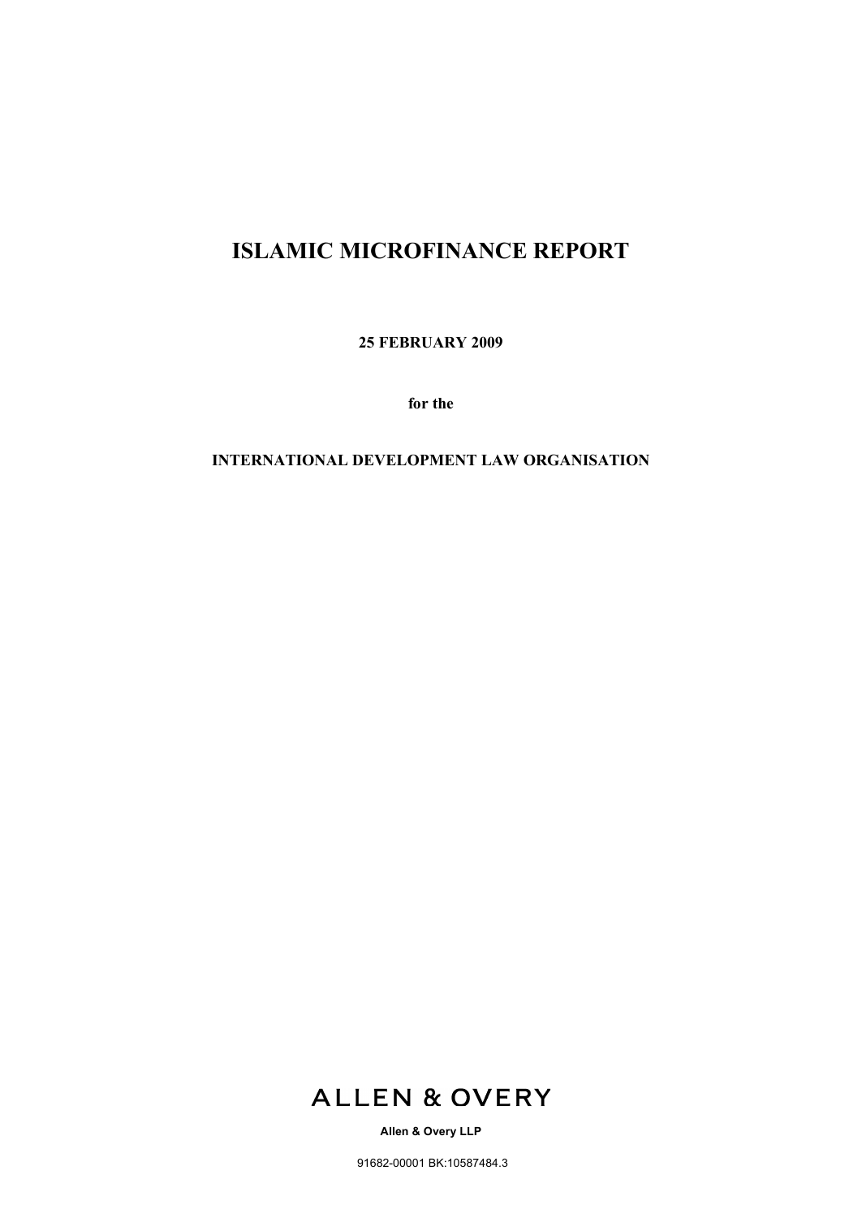# ISLAMIC MICROFINANCE REPORT

**25 FEBRUARY 2009**

**for the**

**INTERNATIONAL DEVELOPMENT LAW ORGANISATION**

ALLEN & OVERY

**Allen & Overy LLP**

91682-00001 BK:10587484.3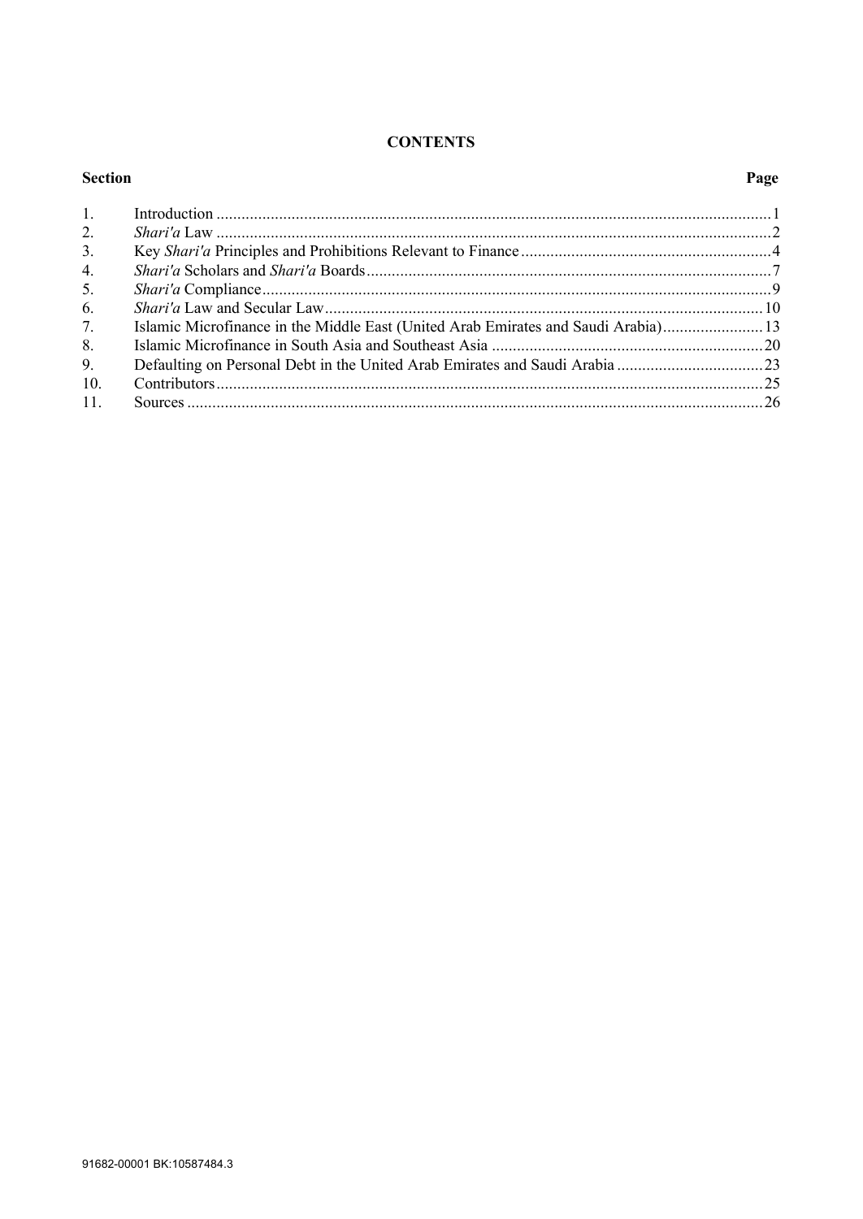# CONTENTS

| Section | | Page |
|---|---|---|
| 1. | Introduction | 1 |
| 2. | *Shari'a* Law | 2 |
| 3. | Key *Shari'a* Principles and Prohibitions Relevant to Finance | 4 |
| 4. | *Shari'a* Scholars and *Shari'a* Boards | 7 |
| 5. | *Shari'a* Compliance | 9 |
| 6. | *Shari'a* Law and Secular Law | 10 |
| 7. | Islamic Microfinance in the Middle East (United Arab Emirates and Saudi Arabia) | 13 |
| 8. | Islamic Microfinance in South Asia and Southeast Asia | 20 |
| 9. | Defaulting on Personal Debt in the United Arab Emirates and Saudi Arabia | 23 |
| 10. | Contributors | 25 |
| 11. | Sources | 26 |

91682-00001 BK:10587484.3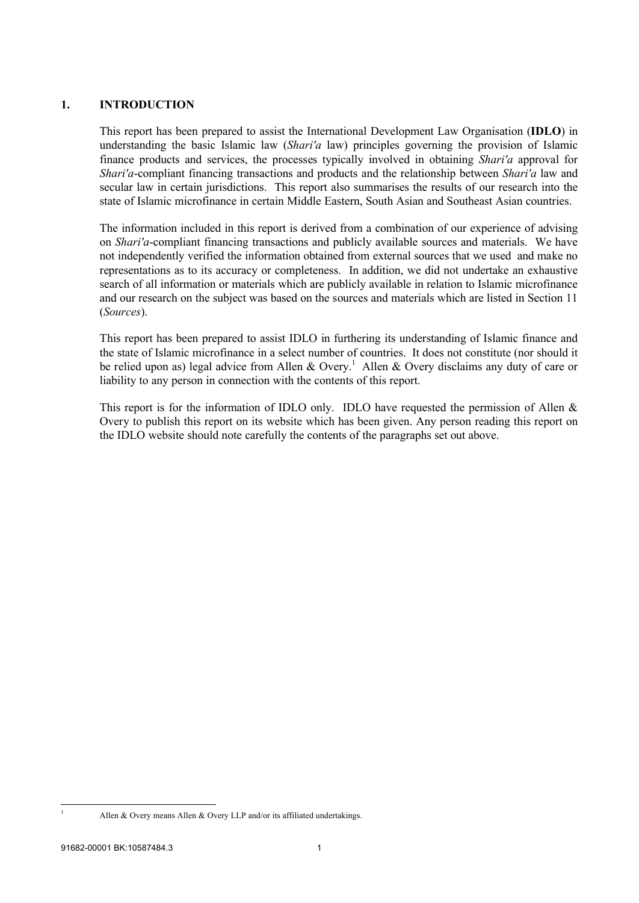## 1. INTRODUCTION

This report has been prepared to assist the International Development Law Organisation (**IDLO**) in understanding the basic Islamic law (*Shari'a* law) principles governing the provision of Islamic finance products and services, the processes typically involved in obtaining *Shari'a* approval for *Shari'a*-compliant financing transactions and products and the relationship between *Shari'a* law and secular law in certain jurisdictions. This report also summarises the results of our research into the state of Islamic microfinance in certain Middle Eastern, South Asian and Southeast Asian countries.

The information included in this report is derived from a combination of our experience of advising on *Shari'a*-compliant financing transactions and publicly available sources and materials. We have not independently verified the information obtained from external sources that we used and make no representations as to its accuracy or completeness. In addition, we did not undertake an exhaustive search of all information or materials which are publicly available in relation to Islamic microfinance and our research on the subject was based on the sources and materials which are listed in Section 11 (*Sources*).

This report has been prepared to assist IDLO in furthering its understanding of Islamic finance and the state of Islamic microfinance in a select number of countries. It does not constitute (nor should it be relied upon as) legal advice from Allen & Overy.[1] Allen & Overy disclaims any duty of care or liability to any person in connection with the contents of this report.

This report is for the information of IDLO only. IDLO have requested the permission of Allen & Overy to publish this report on its website which has been given. Any person reading this report on the IDLO website should note carefully the contents of the paragraphs set out above.

---

[1] Allen & Overy means Allen & Overy LLP and/or its affiliated undertakings.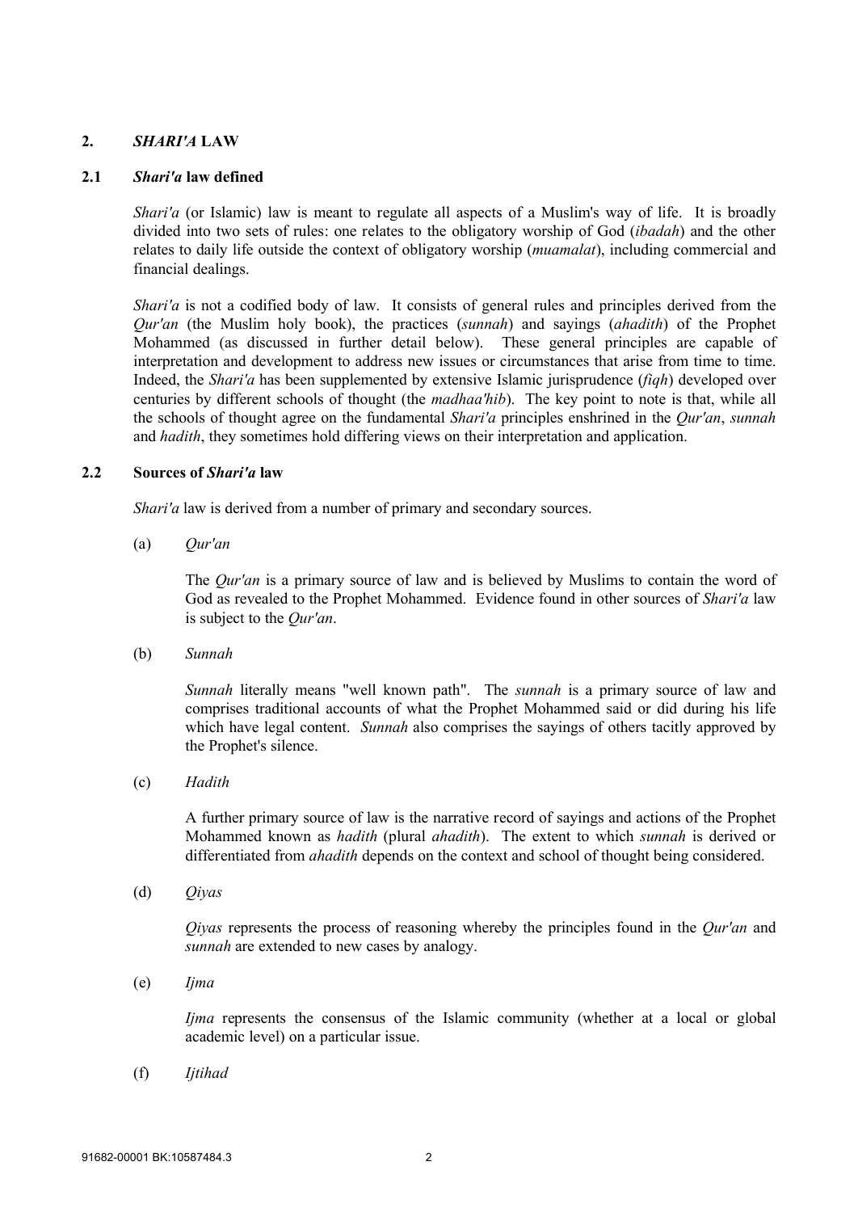## 2. *SHARI'A* LAW

### 2.1 *Shari'a* law defined

*Shari'a* (or Islamic) law is meant to regulate all aspects of a Muslim's way of life. It is broadly divided into two sets of rules: one relates to the obligatory worship of God (*ibadah*) and the other relates to daily life outside the context of obligatory worship (*muamalat*), including commercial and financial dealings.

*Shari'a* is not a codified body of law. It consists of general rules and principles derived from the *Qur'an* (the Muslim holy book), the practices (*sunnah*) and sayings (*ahadith*) of the Prophet Mohammed (as discussed in further detail below). These general principles are capable of interpretation and development to address new issues or circumstances that arise from time to time. Indeed, the *Shari'a* has been supplemented by extensive Islamic jurisprudence (*fiqh*) developed over centuries by different schools of thought (the *madhaa'hib*). The key point to note is that, while all the schools of thought agree on the fundamental *Shari'a* principles enshrined in the *Qur'an*, *sunnah* and *hadith*, they sometimes hold differing views on their interpretation and application.

### 2.2 Sources of *Shari'a* law

*Shari'a* law is derived from a number of primary and secondary sources.

(a) *Qur'an*

The *Qur'an* is a primary source of law and is believed by Muslims to contain the word of God as revealed to the Prophet Mohammed. Evidence found in other sources of *Shari'a* law is subject to the *Qur'an*.

(b) *Sunnah*

*Sunnah* literally means "well known path". The *sunnah* is a primary source of law and comprises traditional accounts of what the Prophet Mohammed said or did during his life which have legal content. *Sunnah* also comprises the sayings of others tacitly approved by the Prophet's silence.

(c) *Hadith*

A further primary source of law is the narrative record of sayings and actions of the Prophet Mohammed known as *hadith* (plural *ahadith*). The extent to which *sunnah* is derived or differentiated from *ahadith* depends on the context and school of thought being considered.

(d) *Qiyas*

*Qiyas* represents the process of reasoning whereby the principles found in the *Qur'an* and *sunnah* are extended to new cases by analogy.

(e) *Ijma*

*Ijma* represents the consensus of the Islamic community (whether at a local or global academic level) on a particular issue.

(f) *Ijtihad*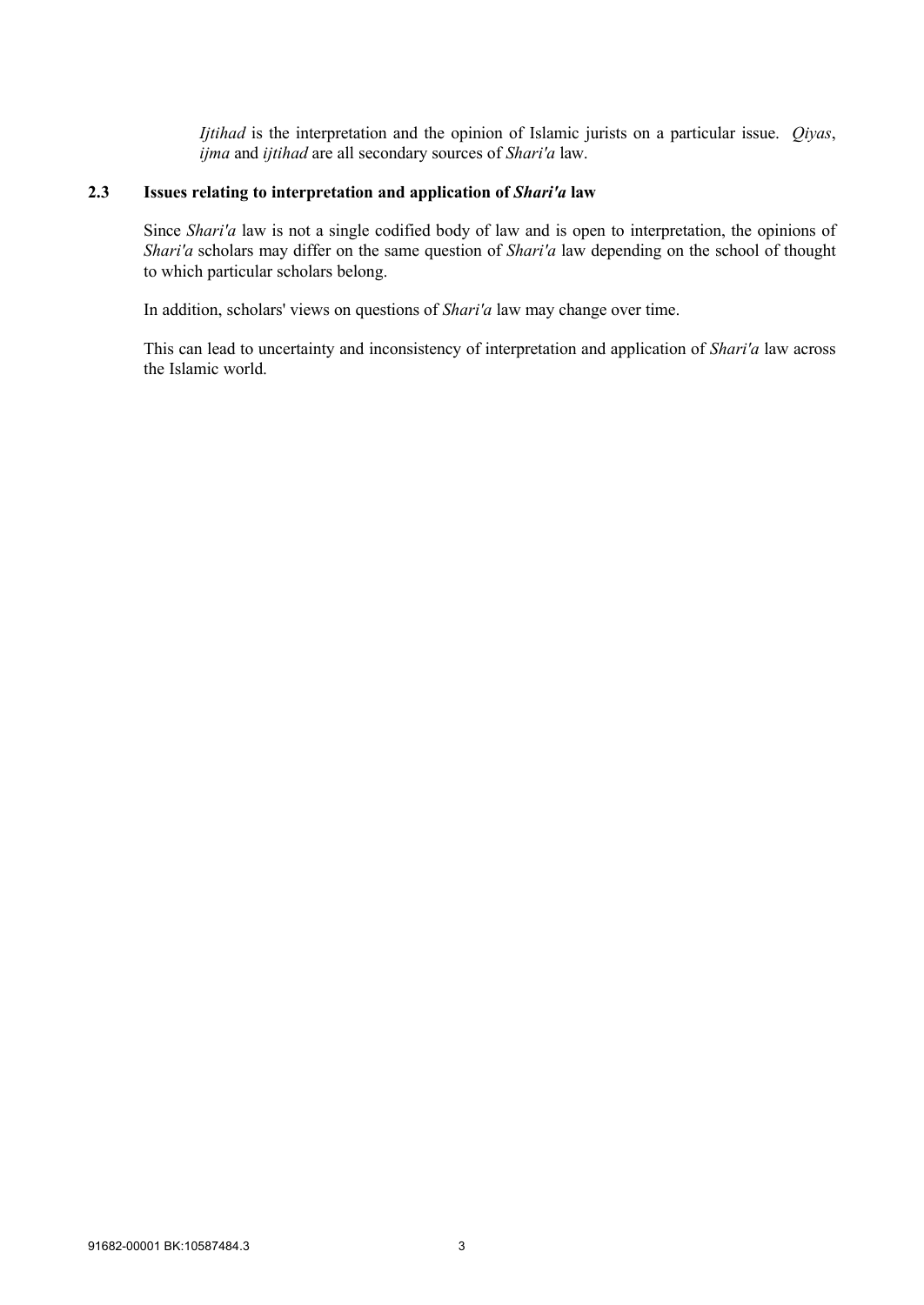*Ijtihad* is the interpretation and the opinion of Islamic jurists on a particular issue. *Qiyas*, *ijma* and *ijtihad* are all secondary sources of *Shari'a* law.

### 2.3 Issues relating to interpretation and application of *Shari'a* law

Since *Shari'a* law is not a single codified body of law and is open to interpretation, the opinions of *Shari'a* scholars may differ on the same question of *Shari'a* law depending on the school of thought to which particular scholars belong.

In addition, scholars' views on questions of *Shari'a* law may change over time.

This can lead to uncertainty and inconsistency of interpretation and application of *Shari'a* law across the Islamic world.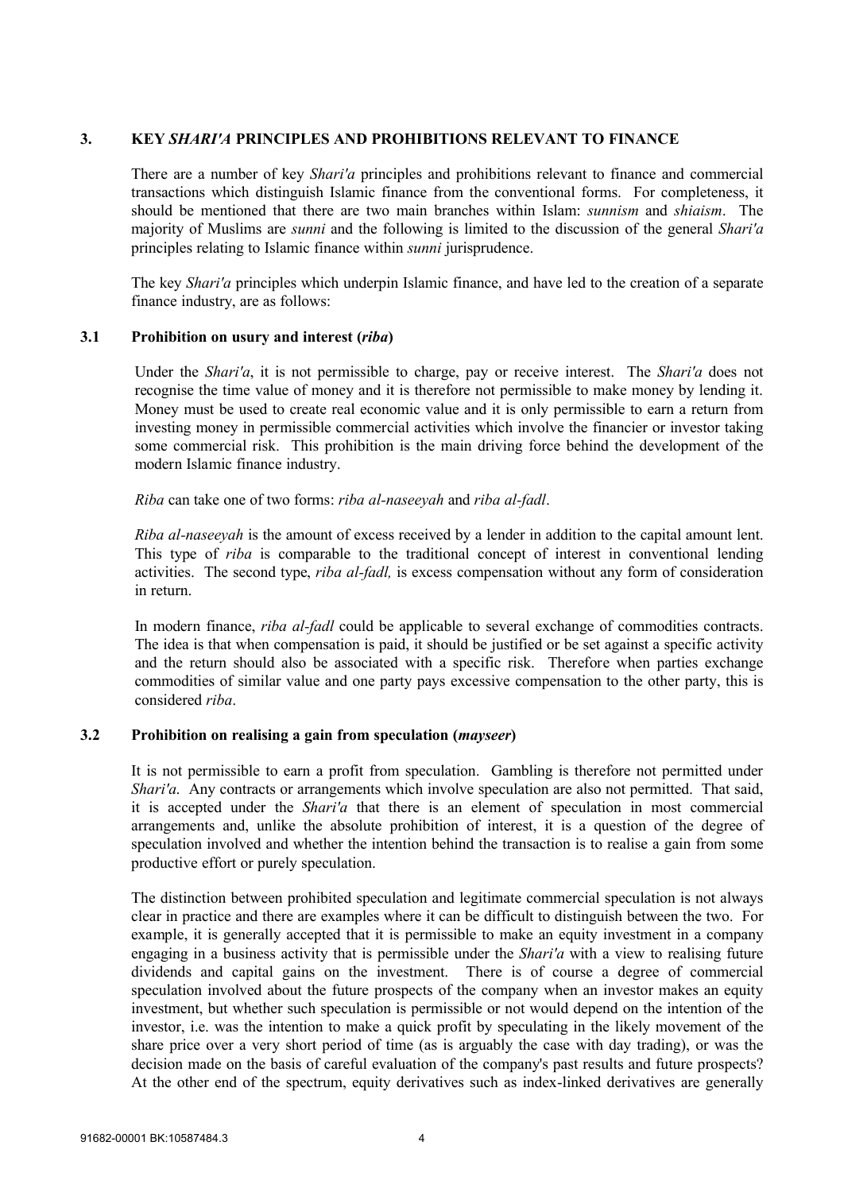## 3. KEY *SHARI'A* PRINCIPLES AND PROHIBITIONS RELEVANT TO FINANCE

There are a number of key *Shari'a* principles and prohibitions relevant to finance and commercial transactions which distinguish Islamic finance from the conventional forms. For completeness, it should be mentioned that there are two main branches within Islam: *sunnism* and *shiaism*. The majority of Muslims are *sunni* and the following is limited to the discussion of the general *Shari'a* principles relating to Islamic finance within *sunni* jurisprudence.

The key *Shari'a* principles which underpin Islamic finance, and have led to the creation of a separate finance industry, are as follows:

### 3.1 Prohibition on usury and interest (*riba*)

Under the *Shari'a*, it is not permissible to charge, pay or receive interest. The *Shari'a* does not recognise the time value of money and it is therefore not permissible to make money by lending it. Money must be used to create real economic value and it is only permissible to earn a return from investing money in permissible commercial activities which involve the financier or investor taking some commercial risk. This prohibition is the main driving force behind the development of the modern Islamic finance industry.

*Riba* can take one of two forms: *riba al-naseeyah* and *riba al-fadl*.

*Riba al-naseeyah* is the amount of excess received by a lender in addition to the capital amount lent. This type of *riba* is comparable to the traditional concept of interest in conventional lending activities. The second type, *riba al-fadl,* is excess compensation without any form of consideration in return.

In modern finance, *riba al-fadl* could be applicable to several exchange of commodities contracts. The idea is that when compensation is paid, it should be justified or be set against a specific activity and the return should also be associated with a specific risk. Therefore when parties exchange commodities of similar value and one party pays excessive compensation to the other party, this is considered *riba*.

### 3.2 Prohibition on realising a gain from speculation (*mayseer*)

It is not permissible to earn a profit from speculation. Gambling is therefore not permitted under *Shari'a*. Any contracts or arrangements which involve speculation are also not permitted. That said, it is accepted under the *Shari'a* that there is an element of speculation in most commercial arrangements and, unlike the absolute prohibition of interest, it is a question of the degree of speculation involved and whether the intention behind the transaction is to realise a gain from some productive effort or purely speculation.

The distinction between prohibited speculation and legitimate commercial speculation is not always clear in practice and there are examples where it can be difficult to distinguish between the two. For example, it is generally accepted that it is permissible to make an equity investment in a company engaging in a business activity that is permissible under the *Shari'a* with a view to realising future dividends and capital gains on the investment. There is of course a degree of commercial speculation involved about the future prospects of the company when an investor makes an equity investment, but whether such speculation is permissible or not would depend on the intention of the investor, i.e. was the intention to make a quick profit by speculating in the likely movement of the share price over a very short period of time (as is arguably the case with day trading), or was the decision made on the basis of careful evaluation of the company's past results and future prospects? At the other end of the spectrum, equity derivatives such as index-linked derivatives are generally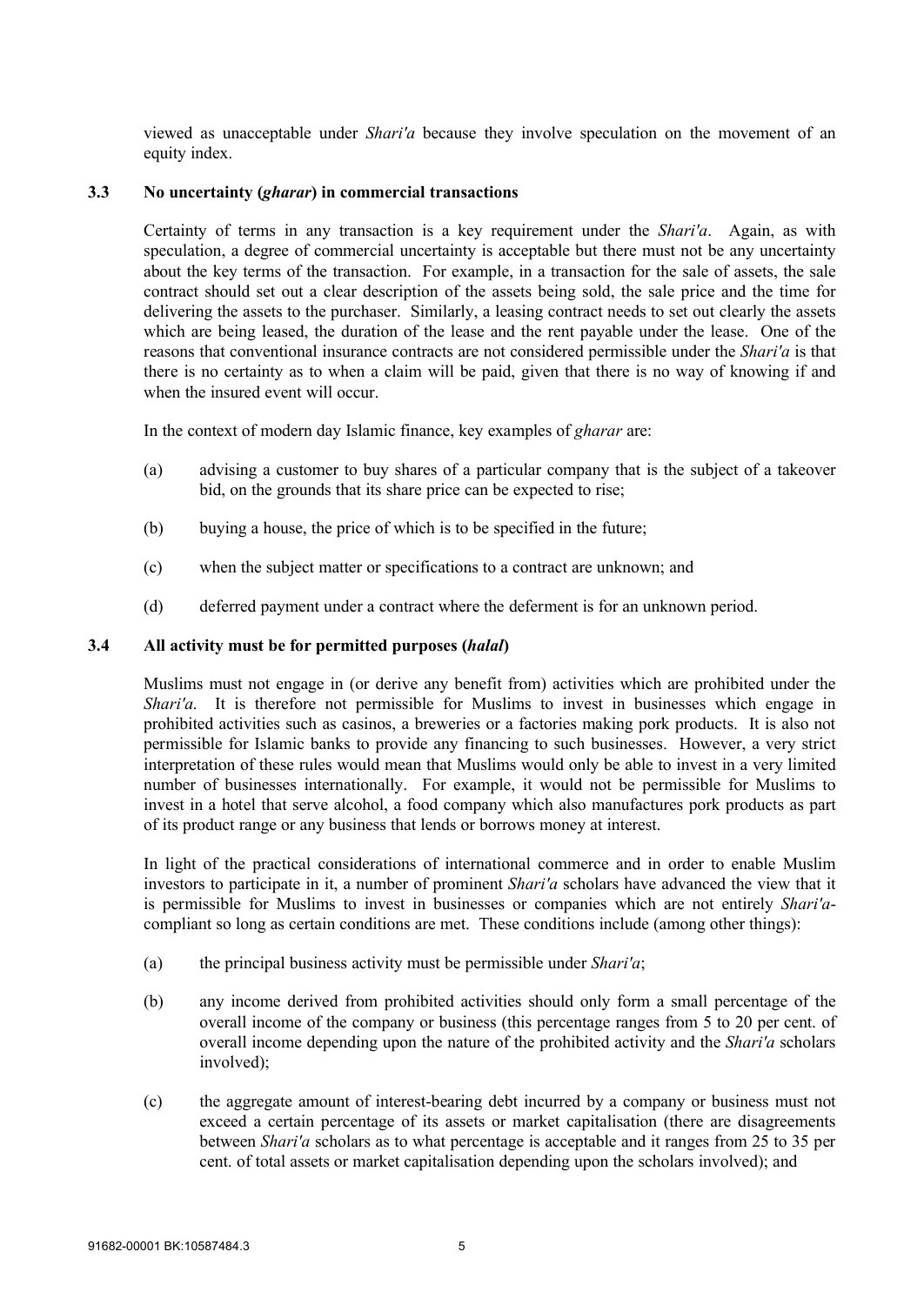viewed as unacceptable under *Shari'a* because they involve speculation on the movement of an equity index.

### 3.3 No uncertainty (*gharar*) in commercial transactions

Certainty of terms in any transaction is a key requirement under the *Shari'a*. Again, as with speculation, a degree of commercial uncertainty is acceptable but there must not be any uncertainty about the key terms of the transaction. For example, in a transaction for the sale of assets, the sale contract should set out a clear description of the assets being sold, the sale price and the time for delivering the assets to the purchaser. Similarly, a leasing contract needs to set out clearly the assets which are being leased, the duration of the lease and the rent payable under the lease. One of the reasons that conventional insurance contracts are not considered permissible under the *Shari'a* is that there is no certainty as to when a claim will be paid, given that there is no way of knowing if and when the insured event will occur.

In the context of modern day Islamic finance, key examples of *gharar* are:

(a) advising a customer to buy shares of a particular company that is the subject of a takeover bid, on the grounds that its share price can be expected to rise;

(b) buying a house, the price of which is to be specified in the future;

(c) when the subject matter or specifications to a contract are unknown; and

(d) deferred payment under a contract where the deferment is for an unknown period.

### 3.4 All activity must be for permitted purposes (*halal*)

Muslims must not engage in (or derive any benefit from) activities which are prohibited under the *Shari'a*. It is therefore not permissible for Muslims to invest in businesses which engage in prohibited activities such as casinos, a breweries or a factories making pork products. It is also not permissible for Islamic banks to provide any financing to such businesses. However, a very strict interpretation of these rules would mean that Muslims would only be able to invest in a very limited number of businesses internationally. For example, it would not be permissible for Muslims to invest in a hotel that serve alcohol, a food company which also manufactures pork products as part of its product range or any business that lends or borrows money at interest.

In light of the practical considerations of international commerce and in order to enable Muslim investors to participate in it, a number of prominent *Shari'a* scholars have advanced the view that it is permissible for Muslims to invest in businesses or companies which are not entirely *Shari'a*-compliant so long as certain conditions are met. These conditions include (among other things):

(a) the principal business activity must be permissible under *Shari'a*;

(b) any income derived from prohibited activities should only form a small percentage of the overall income of the company or business (this percentage ranges from 5 to 20 per cent. of overall income depending upon the nature of the prohibited activity and the *Shari'a* scholars involved);

(c) the aggregate amount of interest-bearing debt incurred by a company or business must not exceed a certain percentage of its assets or market capitalisation (there are disagreements between *Shari'a* scholars as to what percentage is acceptable and it ranges from 25 to 35 per cent. of total assets or market capitalisation depending upon the scholars involved); and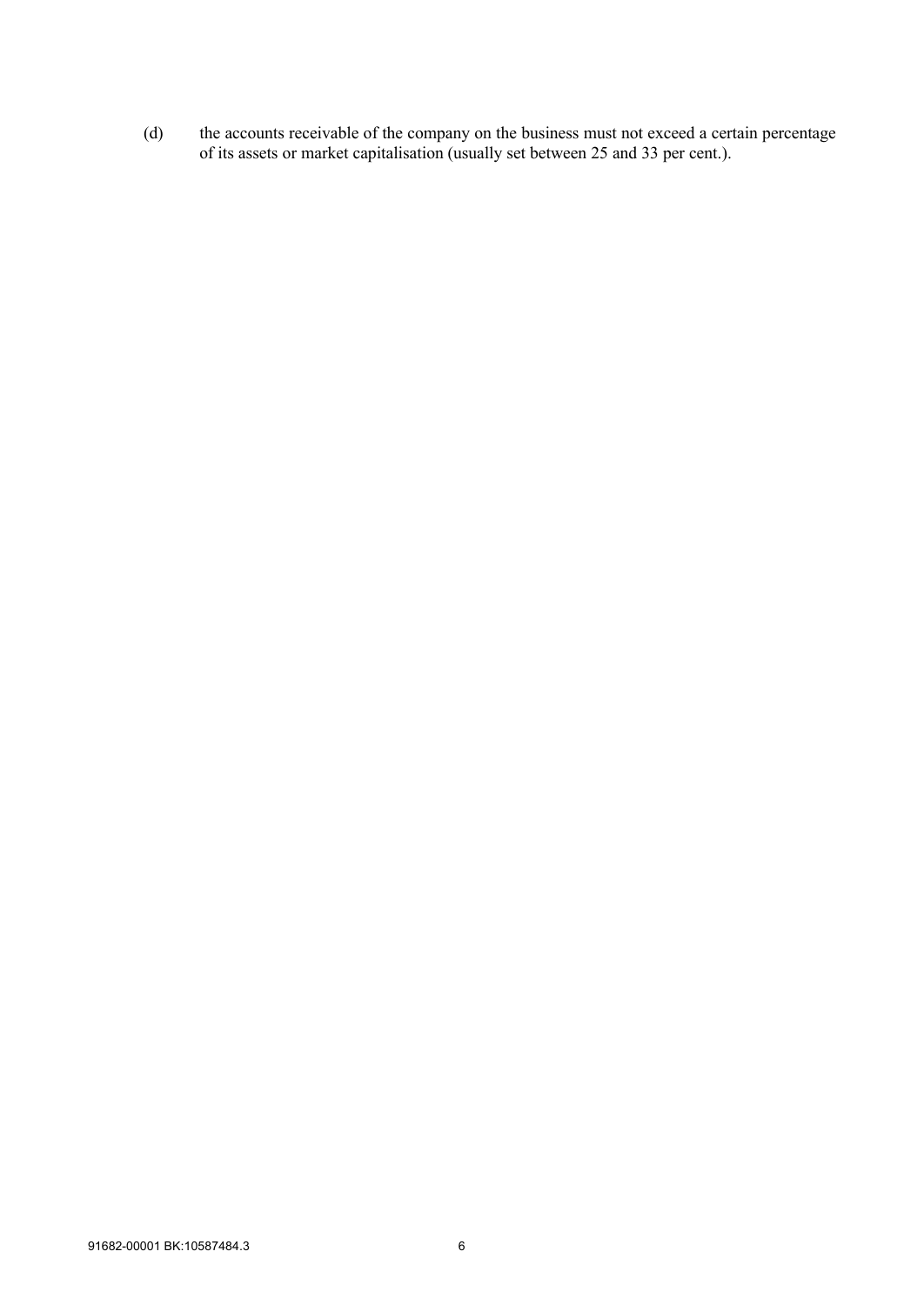(d) the accounts receivable of the company on the business must not exceed a certain percentage of its assets or market capitalisation (usually set between 25 and 33 per cent.).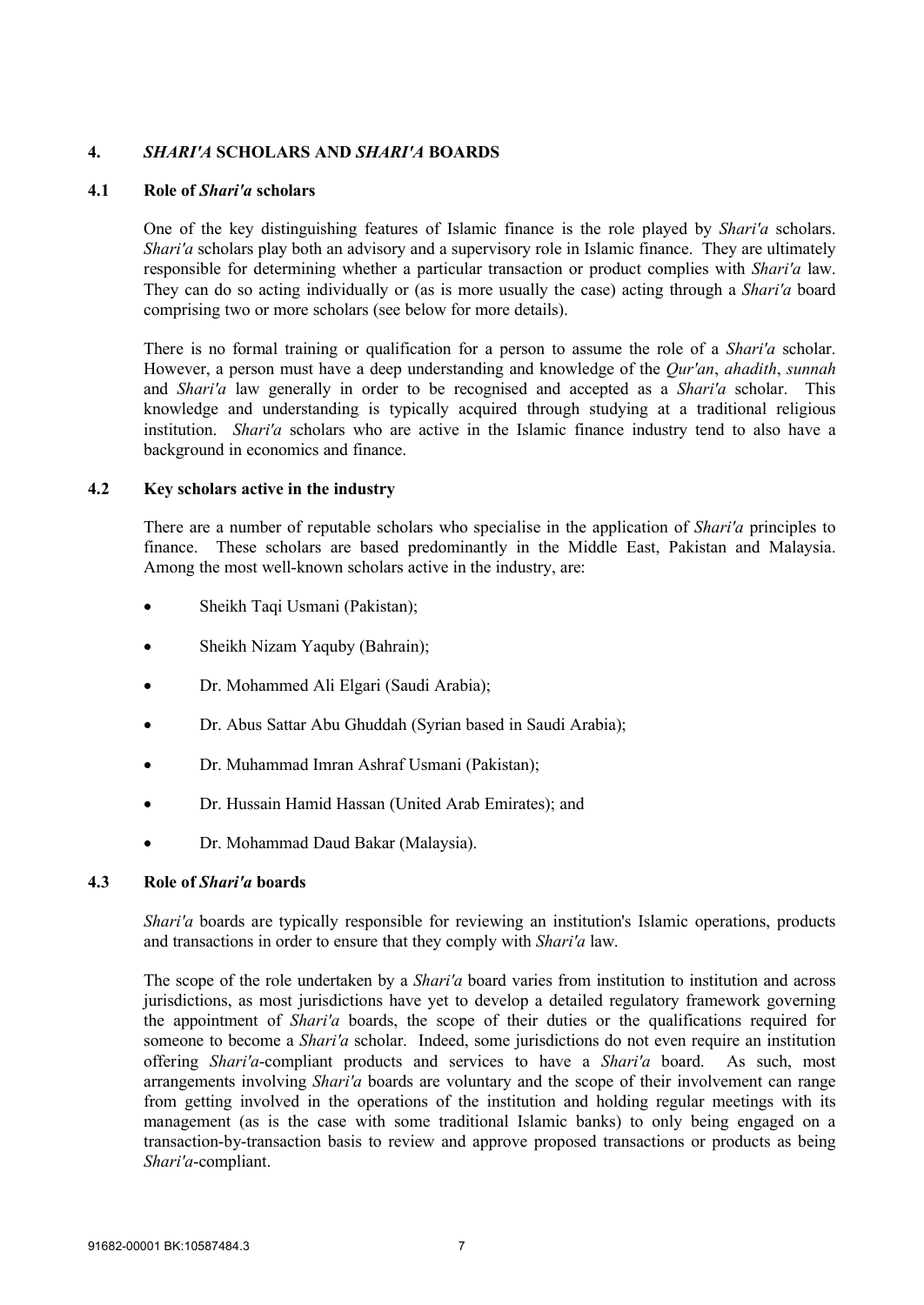## 4. *SHARI'A* SCHOLARS AND *SHARI'A* BOARDS

### 4.1 Role of *Shari'a* scholars

One of the key distinguishing features of Islamic finance is the role played by *Shari'a* scholars. *Shari'a* scholars play both an advisory and a supervisory role in Islamic finance. They are ultimately responsible for determining whether a particular transaction or product complies with *Shari'a* law. They can do so acting individually or (as is more usually the case) acting through a *Shari'a* board comprising two or more scholars (see below for more details).

There is no formal training or qualification for a person to assume the role of a *Shari'a* scholar. However, a person must have a deep understanding and knowledge of the *Qur'an*, *ahadith*, *sunnah* and *Shari'a* law generally in order to be recognised and accepted as a *Shari'a* scholar. This knowledge and understanding is typically acquired through studying at a traditional religious institution. *Shari'a* scholars who are active in the Islamic finance industry tend to also have a background in economics and finance.

### 4.2 Key scholars active in the industry

There are a number of reputable scholars who specialise in the application of *Shari'a* principles to finance. These scholars are based predominantly in the Middle East, Pakistan and Malaysia. Among the most well-known scholars active in the industry, are:

- Sheikh Taqi Usmani (Pakistan);
- Sheikh Nizam Yaquby (Bahrain);
- Dr. Mohammed Ali Elgari (Saudi Arabia);
- Dr. Abus Sattar Abu Ghuddah (Syrian based in Saudi Arabia);
- Dr. Muhammad Imran Ashraf Usmani (Pakistan);
- Dr. Hussain Hamid Hassan (United Arab Emirates); and
- Dr. Mohammad Daud Bakar (Malaysia).

### 4.3 Role of *Shari'a* boards

*Shari'a* boards are typically responsible for reviewing an institution's Islamic operations, products and transactions in order to ensure that they comply with *Shari'a* law.

The scope of the role undertaken by a *Shari'a* board varies from institution to institution and across jurisdictions, as most jurisdictions have yet to develop a detailed regulatory framework governing the appointment of *Shari'a* boards, the scope of their duties or the qualifications required for someone to become a *Shari'a* scholar. Indeed, some jurisdictions do not even require an institution offering *Shari'a*-compliant products and services to have a *Shari'a* board. As such, most arrangements involving *Shari'a* boards are voluntary and the scope of their involvement can range from getting involved in the operations of the institution and holding regular meetings with its management (as is the case with some traditional Islamic banks) to only being engaged on a transaction-by-transaction basis to review and approve proposed transactions or products as being *Shari'a*-compliant.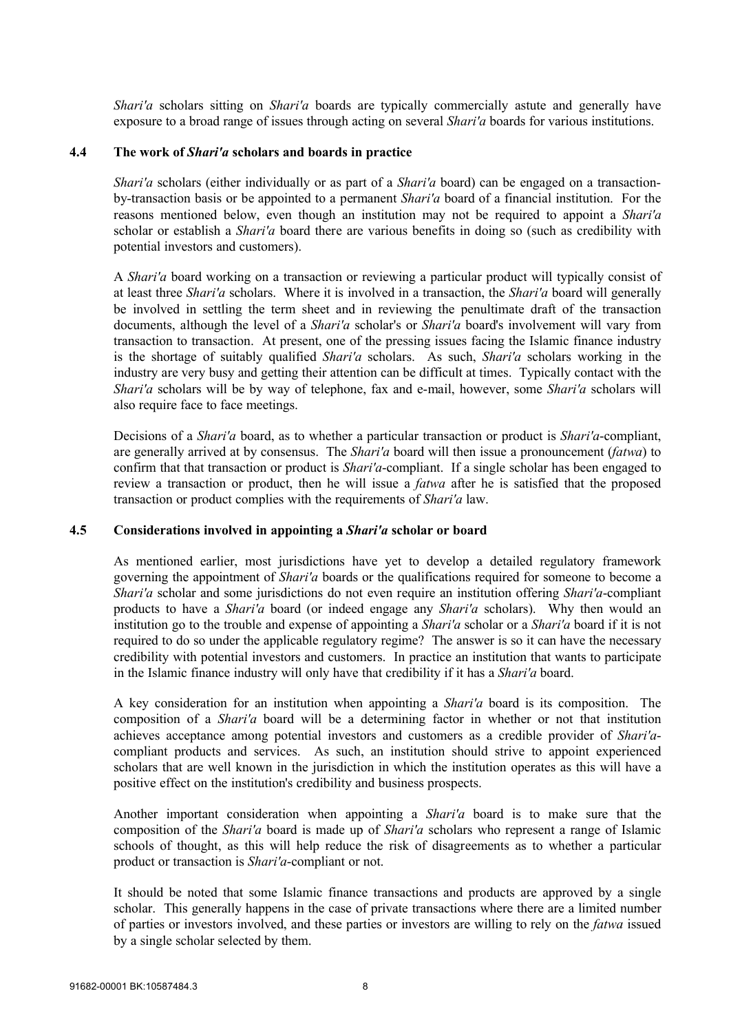*Shari'a* scholars sitting on *Shari'a* boards are typically commercially astute and generally have exposure to a broad range of issues through acting on several *Shari'a* boards for various institutions.

### 4.4 The work of *Shari'a* scholars and boards in practice

*Shari'a* scholars (either individually or as part of a *Shari'a* board) can be engaged on a transaction-by-transaction basis or be appointed to a permanent *Shari'a* board of a financial institution. For the reasons mentioned below, even though an institution may not be required to appoint a *Shari'a* scholar or establish a *Shari'a* board there are various benefits in doing so (such as credibility with potential investors and customers).

A *Shari'a* board working on a transaction or reviewing a particular product will typically consist of at least three *Shari'a* scholars. Where it is involved in a transaction, the *Shari'a* board will generally be involved in settling the term sheet and in reviewing the penultimate draft of the transaction documents, although the level of a *Shari'a* scholar's or *Shari'a* board's involvement will vary from transaction to transaction. At present, one of the pressing issues facing the Islamic finance industry is the shortage of suitably qualified *Shari'a* scholars. As such, *Shari'a* scholars working in the industry are very busy and getting their attention can be difficult at times. Typically contact with the *Shari'a* scholars will be by way of telephone, fax and e-mail, however, some *Shari'a* scholars will also require face to face meetings.

Decisions of a *Shari'a* board, as to whether a particular transaction or product is *Shari'a*-compliant, are generally arrived at by consensus. The *Shari'a* board will then issue a pronouncement (*fatwa*) to confirm that that transaction or product is *Shari'a*-compliant. If a single scholar has been engaged to review a transaction or product, then he will issue a *fatwa* after he is satisfied that the proposed transaction or product complies with the requirements of *Shari'a* law.

### 4.5 Considerations involved in appointing a *Shari'a* scholar or board

As mentioned earlier, most jurisdictions have yet to develop a detailed regulatory framework governing the appointment of *Shari'a* boards or the qualifications required for someone to become a *Shari'a* scholar and some jurisdictions do not even require an institution offering *Shari'a*-compliant products to have a *Shari'a* board (or indeed engage any *Shari'a* scholars). Why then would an institution go to the trouble and expense of appointing a *Shari'a* scholar or a *Shari'a* board if it is not required to do so under the applicable regulatory regime? The answer is so it can have the necessary credibility with potential investors and customers. In practice an institution that wants to participate in the Islamic finance industry will only have that credibility if it has a *Shari'a* board.

A key consideration for an institution when appointing a *Shari'a* board is its composition. The composition of a *Shari'a* board will be a determining factor in whether or not that institution achieves acceptance among potential investors and customers as a credible provider of *Shari'a*-compliant products and services. As such, an institution should strive to appoint experienced scholars that are well known in the jurisdiction in which the institution operates as this will have a positive effect on the institution's credibility and business prospects.

Another important consideration when appointing a *Shari'a* board is to make sure that the composition of the *Shari'a* board is made up of *Shari'a* scholars who represent a range of Islamic schools of thought, as this will help reduce the risk of disagreements as to whether a particular product or transaction is *Shari'a*-compliant or not.

It should be noted that some Islamic finance transactions and products are approved by a single scholar. This generally happens in the case of private transactions where there are a limited number of parties or investors involved, and these parties or investors are willing to rely on the *fatwa* issued by a single scholar selected by them.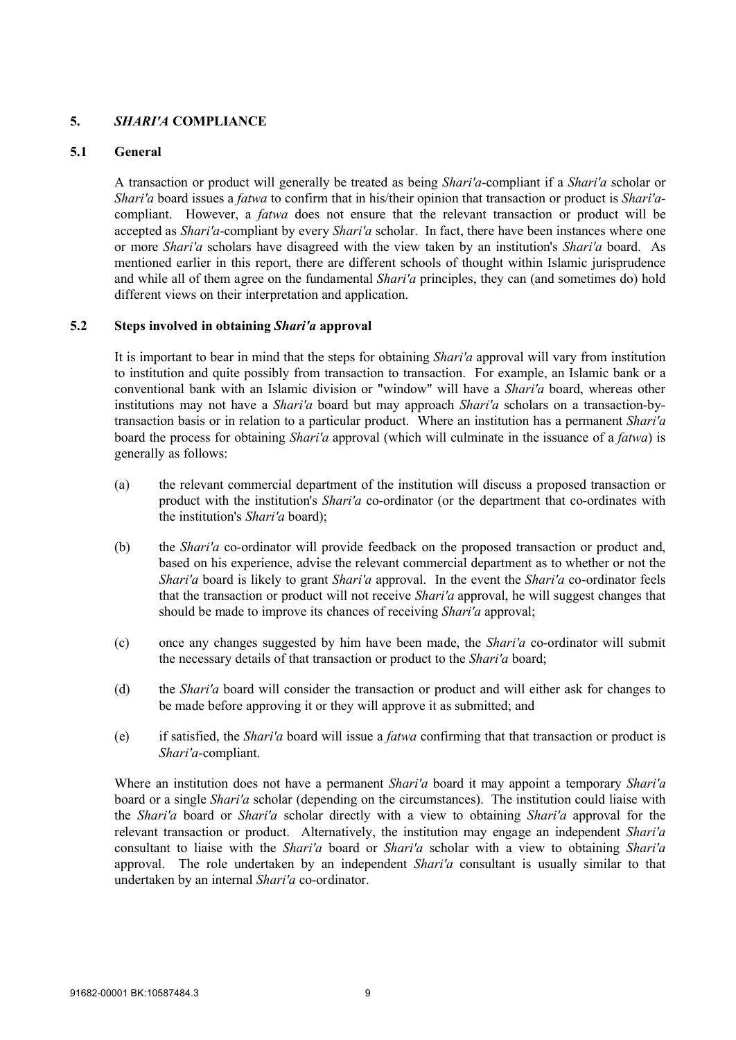## 5. *SHARI'A* COMPLIANCE

### 5.1 General

A transaction or product will generally be treated as being *Shari'a*-compliant if a *Shari'a* scholar or *Shari'a* board issues a *fatwa* to confirm that in his/their opinion that transaction or product is *Shari'a*-compliant. However, a *fatwa* does not ensure that the relevant transaction or product will be accepted as *Shari'a*-compliant by every *Shari'a* scholar. In fact, there have been instances where one or more *Shari'a* scholars have disagreed with the view taken by an institution's *Shari'a* board. As mentioned earlier in this report, there are different schools of thought within Islamic jurisprudence and while all of them agree on the fundamental *Shari'a* principles, they can (and sometimes do) hold different views on their interpretation and application.

### 5.2 Steps involved in obtaining *Shari'a* approval

It is important to bear in mind that the steps for obtaining *Shari'a* approval will vary from institution to institution and quite possibly from transaction to transaction. For example, an Islamic bank or a conventional bank with an Islamic division or "window" will have a *Shari'a* board, whereas other institutions may not have a *Shari'a* board but may approach *Shari'a* scholars on a transaction-by-transaction basis or in relation to a particular product. Where an institution has a permanent *Shari'a* board the process for obtaining *Shari'a* approval (which will culminate in the issuance of a *fatwa*) is generally as follows:

(a) the relevant commercial department of the institution will discuss a proposed transaction or product with the institution's *Shari'a* co-ordinator (or the department that co-ordinates with the institution's *Shari'a* board);

(b) the *Shari'a* co-ordinator will provide feedback on the proposed transaction or product and, based on his experience, advise the relevant commercial department as to whether or not the *Shari'a* board is likely to grant *Shari'a* approval. In the event the *Shari'a* co-ordinator feels that the transaction or product will not receive *Shari'a* approval, he will suggest changes that should be made to improve its chances of receiving *Shari'a* approval;

(c) once any changes suggested by him have been made, the *Shari'a* co-ordinator will submit the necessary details of that transaction or product to the *Shari'a* board;

(d) the *Shari'a* board will consider the transaction or product and will either ask for changes to be made before approving it or they will approve it as submitted; and

(e) if satisfied, the *Shari'a* board will issue a *fatwa* confirming that that transaction or product is *Shari'a*-compliant.

Where an institution does not have a permanent *Shari'a* board it may appoint a temporary *Shari'a* board or a single *Shari'a* scholar (depending on the circumstances). The institution could liaise with the *Shari'a* board or *Shari'a* scholar directly with a view to obtaining *Shari'a* approval for the relevant transaction or product. Alternatively, the institution may engage an independent *Shari'a* consultant to liaise with the *Shari'a* board or *Shari'a* scholar with a view to obtaining *Shari'a* approval. The role undertaken by an independent *Shari'a* consultant is usually similar to that undertaken by an internal *Shari'a* co-ordinator.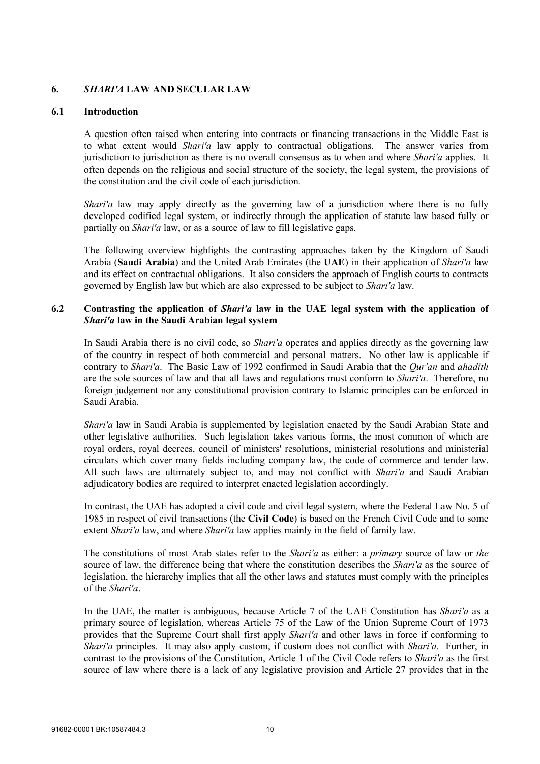## 6. *SHARI'A* LAW AND SECULAR LAW

### 6.1 Introduction

A question often raised when entering into contracts or financing transactions in the Middle East is to what extent would *Shari'a* law apply to contractual obligations. The answer varies from jurisdiction to jurisdiction as there is no overall consensus as to when and where *Shari'a* applies. It often depends on the religious and social structure of the society, the legal system, the provisions of the constitution and the civil code of each jurisdiction.

*Shari'a* law may apply directly as the governing law of a jurisdiction where there is no fully developed codified legal system, or indirectly through the application of statute law based fully or partially on *Shari'a* law, or as a source of law to fill legislative gaps.

The following overview highlights the contrasting approaches taken by the Kingdom of Saudi Arabia (**Saudi Arabia**) and the United Arab Emirates (the **UAE**) in their application of *Shari'a* law and its effect on contractual obligations. It also considers the approach of English courts to contracts governed by English law but which are also expressed to be subject to *Shari'a* law.

### 6.2 Contrasting the application of *Shari'a* law in the UAE legal system with the application of *Shari'a* law in the Saudi Arabian legal system

In Saudi Arabia there is no civil code, so *Shari'a* operates and applies directly as the governing law of the country in respect of both commercial and personal matters. No other law is applicable if contrary to *Shari'a*. The Basic Law of 1992 confirmed in Saudi Arabia that the *Qur'an* and *ahadith* are the sole sources of law and that all laws and regulations must conform to *Shari'a*. Therefore, no foreign judgement nor any constitutional provision contrary to Islamic principles can be enforced in Saudi Arabia.

*Shari'a* law in Saudi Arabia is supplemented by legislation enacted by the Saudi Arabian State and other legislative authorities. Such legislation takes various forms, the most common of which are royal orders, royal decrees, council of ministers' resolutions, ministerial resolutions and ministerial circulars which cover many fields including company law, the code of commerce and tender law. All such laws are ultimately subject to, and may not conflict with *Shari'a* and Saudi Arabian adjudicatory bodies are required to interpret enacted legislation accordingly.

In contrast, the UAE has adopted a civil code and civil legal system, where the Federal Law No. 5 of 1985 in respect of civil transactions (the **Civil Code**) is based on the French Civil Code and to some extent *Shari'a* law, and where *Shari'a* law applies mainly in the field of family law.

The constitutions of most Arab states refer to the *Shari'a* as either: a *primary* source of law or *the* source of law, the difference being that where the constitution describes the *Shari'a* as the source of legislation, the hierarchy implies that all the other laws and statutes must comply with the principles of the *Shari'a*.

In the UAE, the matter is ambiguous, because Article 7 of the UAE Constitution has *Shari'a* as a primary source of legislation, whereas Article 75 of the Law of the Union Supreme Court of 1973 provides that the Supreme Court shall first apply *Shari'a* and other laws in force if conforming to *Shari'a* principles. It may also apply custom, if custom does not conflict with *Shari'a*. Further, in contrast to the provisions of the Constitution, Article 1 of the Civil Code refers to *Shari'a* as the first source of law where there is a lack of any legislative provision and Article 27 provides that in the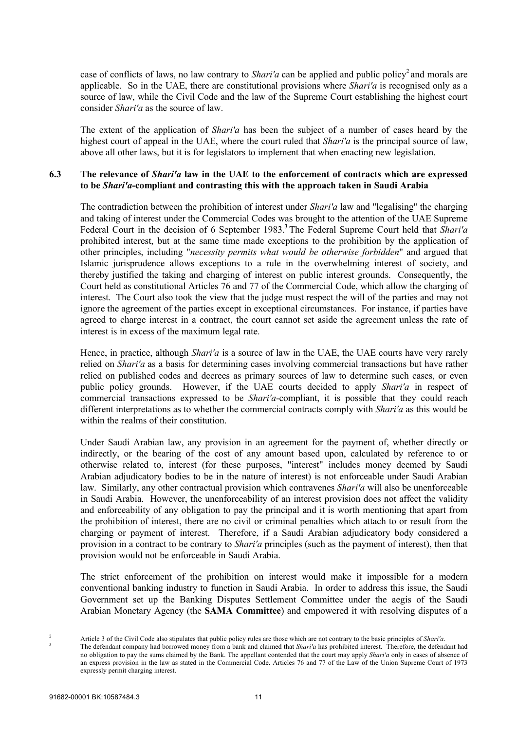case of conflicts of laws, no law contrary to *Shari'a* can be applied and public policy[2] and morals are applicable. So in the UAE, there are constitutional provisions where *Shari'a* is recognised only as a source of law, while the Civil Code and the law of the Supreme Court establishing the highest court consider *Shari'a* as the source of law.

The extent of the application of *Shari'a* has been the subject of a number of cases heard by the highest court of appeal in the UAE, where the court ruled that *Shari'a* is the principal source of law, above all other laws, but it is for legislators to implement that when enacting new legislation.

### 6.3 The relevance of *Shari'a* law in the UAE to the enforcement of contracts which are expressed to be *Shari'a*-compliant and contrasting this with the approach taken in Saudi Arabia

The contradiction between the prohibition of interest under *Shari'a* law and "legalising" the charging and taking of interest under the Commercial Codes was brought to the attention of the UAE Supreme Federal Court in the decision of 6 September 1983.[3] The Federal Supreme Court held that *Shari'a* prohibited interest, but at the same time made exceptions to the prohibition by the application of other principles, including "*necessity permits what would be otherwise forbidden*" and argued that Islamic jurisprudence allows exceptions to a rule in the overwhelming interest of society, and thereby justified the taking and charging of interest on public interest grounds. Consequently, the Court held as constitutional Articles 76 and 77 of the Commercial Code, which allow the charging of interest. The Court also took the view that the judge must respect the will of the parties and may not ignore the agreement of the parties except in exceptional circumstances. For instance, if parties have agreed to charge interest in a contract, the court cannot set aside the agreement unless the rate of interest is in excess of the maximum legal rate.

Hence, in practice, although *Shari'a* is a source of law in the UAE, the UAE courts have very rarely relied on *Shari'a* as a basis for determining cases involving commercial transactions but have rather relied on published codes and decrees as primary sources of law to determine such cases, or even public policy grounds. However, if the UAE courts decided to apply *Shari'a* in respect of commercial transactions expressed to be *Shari'a*-compliant, it is possible that they could reach different interpretations as to whether the commercial contracts comply with *Shari'a* as this would be within the realms of their constitution.

Under Saudi Arabian law, any provision in an agreement for the payment of, whether directly or indirectly, or the bearing of the cost of any amount based upon, calculated by reference to or otherwise related to, interest (for these purposes, "interest" includes money deemed by Saudi Arabian adjudicatory bodies to be in the nature of interest) is not enforceable under Saudi Arabian law. Similarly, any other contractual provision which contravenes *Shari'a* will also be unenforceable in Saudi Arabia. However, the unenforceability of an interest provision does not affect the validity and enforceability of any obligation to pay the principal and it is worth mentioning that apart from the prohibition of interest, there are no civil or criminal penalties which attach to or result from the charging or payment of interest. Therefore, if a Saudi Arabian adjudicatory body considered a provision in a contract to be contrary to *Shari'a* principles (such as the payment of interest), then that provision would not be enforceable in Saudi Arabia.

The strict enforcement of the prohibition on interest would make it impossible for a modern conventional banking industry to function in Saudi Arabia. In order to address this issue, the Saudi Government set up the Banking Disputes Settlement Committee under the aegis of the Saudi Arabian Monetary Agency (the **SAMA Committee**) and empowered it with resolving disputes of a

---

[2] Article 3 of the Civil Code also stipulates that public policy rules are those which are not contrary to the basic principles of *Shari'a*.

[3] The defendant company had borrowed money from a bank and claimed that *Shari'a* has prohibited interest. Therefore, the defendant had no obligation to pay the sums claimed by the Bank. The appellant contended that the court may apply *Shari'a* only in cases of absence of an express provision in the law as stated in the Commercial Code. Articles 76 and 77 of the Law of the Union Supreme Court of 1973 expressly permit charging interest.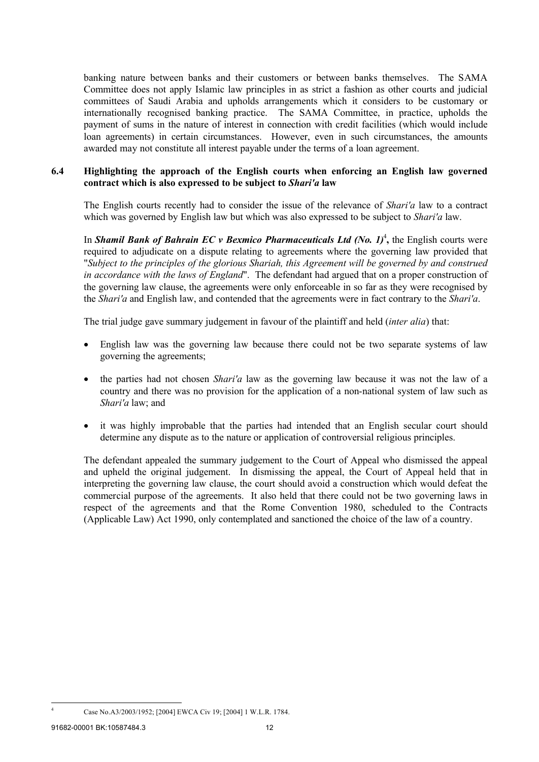banking nature between banks and their customers or between banks themselves. The SAMA Committee does not apply Islamic law principles in as strict a fashion as other courts and judicial committees of Saudi Arabia and upholds arrangements which it considers to be customary or internationally recognised banking practice. The SAMA Committee, in practice, upholds the payment of sums in the nature of interest in connection with credit facilities (which would include loan agreements) in certain circumstances. However, even in such circumstances, the amounts awarded may not constitute all interest payable under the terms of a loan agreement.

### 6.4 Highlighting the approach of the English courts when enforcing an English law governed contract which is also expressed to be subject to *Shari'a* law

The English courts recently had to consider the issue of the relevance of *Shari'a* law to a contract which was governed by English law but which was also expressed to be subject to *Shari'a* law.

In ***Shamil Bank of Bahrain EC v Bexmico Pharmaceuticals Ltd (No. 1)***[4]**,** the English courts were required to adjudicate on a dispute relating to agreements where the governing law provided that "*Subject to the principles of the glorious Shariah, this Agreement will be governed by and construed in accordance with the laws of England*". The defendant had argued that on a proper construction of the governing law clause, the agreements were only enforceable in so far as they were recognised by the *Shari'a* and English law, and contended that the agreements were in fact contrary to the *Shari'a*.

The trial judge gave summary judgement in favour of the plaintiff and held (*inter alia*) that:

- English law was the governing law because there could not be two separate systems of law governing the agreements;
- the parties had not chosen *Shari'a* law as the governing law because it was not the law of a country and there was no provision for the application of a non-national system of law such as *Shari'a* law; and
- it was highly improbable that the parties had intended that an English secular court should determine any dispute as to the nature or application of controversial religious principles.

The defendant appealed the summary judgement to the Court of Appeal who dismissed the appeal and upheld the original judgement. In dismissing the appeal, the Court of Appeal held that in interpreting the governing law clause, the court should avoid a construction which would defeat the commercial purpose of the agreements. It also held that there could not be two governing laws in respect of the agreements and that the Rome Convention 1980, scheduled to the Contracts (Applicable Law) Act 1990, only contemplated and sanctioned the choice of the law of a country.

---

[4] Case No.A3/2003/1952; [2004] EWCA Civ 19; [2004] 1 W.L.R. 1784.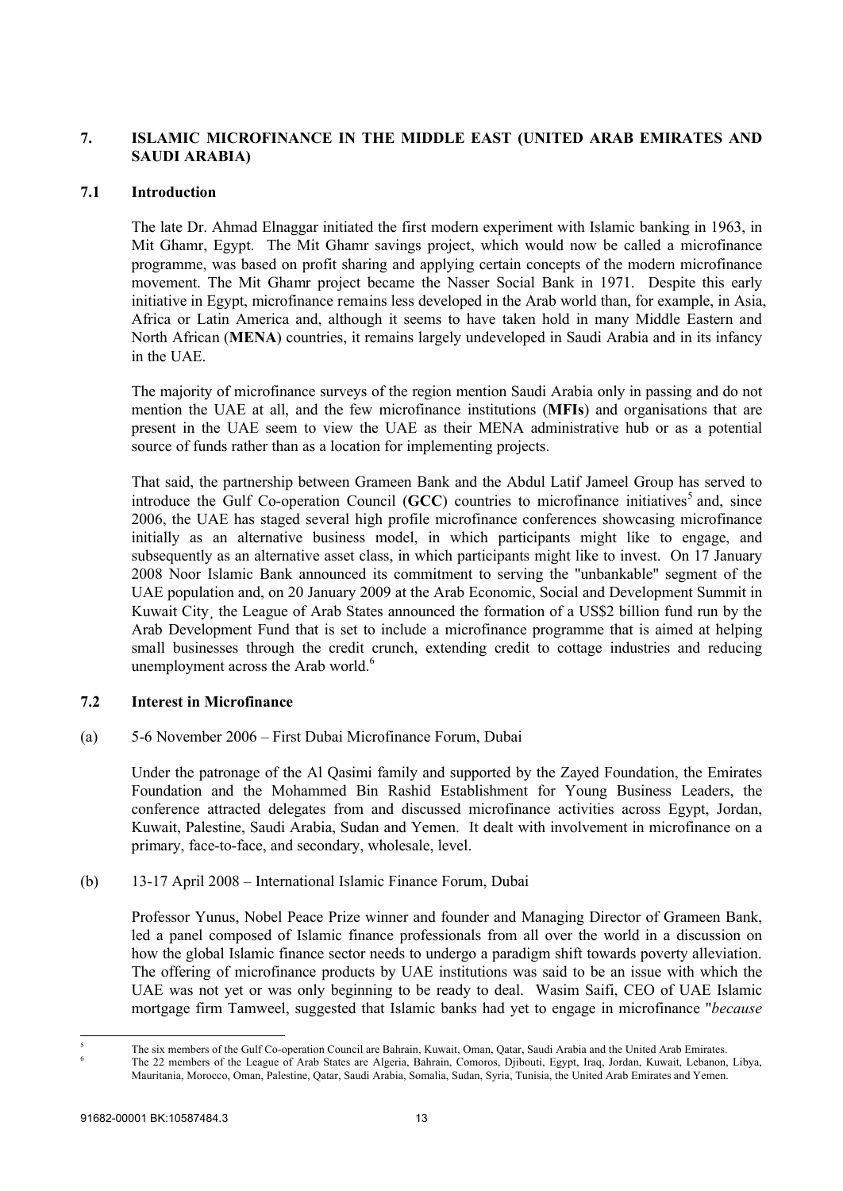## 7. ISLAMIC MICROFINANCE IN THE MIDDLE EAST (UNITED ARAB EMIRATES AND SAUDI ARABIA)

### 7.1 Introduction

The late Dr. Ahmad Elnaggar initiated the first modern experiment with Islamic banking in 1963, in Mit Ghamr, Egypt. The Mit Ghamr savings project, which would now be called a microfinance programme, was based on profit sharing and applying certain concepts of the modern microfinance movement. The Mit Ghamr project became the Nasser Social Bank in 1971. Despite this early initiative in Egypt, microfinance remains less developed in the Arab world than, for example, in Asia, Africa or Latin America and, although it seems to have taken hold in many Middle Eastern and North African (**MENA**) countries, it remains largely undeveloped in Saudi Arabia and in its infancy in the UAE.

The majority of microfinance surveys of the region mention Saudi Arabia only in passing and do not mention the UAE at all, and the few microfinance institutions (**MFIs**) and organisations that are present in the UAE seem to view the UAE as their MENA administrative hub or as a potential source of funds rather than as a location for implementing projects.

That said, the partnership between Grameen Bank and the Abdul Latif Jameel Group has served to introduce the Gulf Co-operation Council (**GCC**) countries to microfinance initiatives[5] and, since 2006, the UAE has staged several high profile microfinance conferences showcasing microfinance initially as an alternative business model, in which participants might like to engage, and subsequently as an alternative asset class, in which participants might like to invest. On 17 January 2008 Noor Islamic Bank announced its commitment to serving the "unbankable" segment of the UAE population and, on 20 January 2009 at the Arab Economic, Social and Development Summit in Kuwait City¸ the League of Arab States announced the formation of a US$2 billion fund run by the Arab Development Fund that is set to include a microfinance programme that is aimed at helping small businesses through the credit crunch, extending credit to cottage industries and reducing unemployment across the Arab world.[6]

### 7.2 Interest in Microfinance

(a) 5-6 November 2006 – First Dubai Microfinance Forum, Dubai

Under the patronage of the Al Qasimi family and supported by the Zayed Foundation, the Emirates Foundation and the Mohammed Bin Rashid Establishment for Young Business Leaders, the conference attracted delegates from and discussed microfinance activities across Egypt, Jordan, Kuwait, Palestine, Saudi Arabia, Sudan and Yemen. It dealt with involvement in microfinance on a primary, face-to-face, and secondary, wholesale, level.

(b) 13-17 April 2008 – International Islamic Finance Forum, Dubai

Professor Yunus, Nobel Peace Prize winner and founder and Managing Director of Grameen Bank, led a panel composed of Islamic finance professionals from all over the world in a discussion on how the global Islamic finance sector needs to undergo a paradigm shift towards poverty alleviation. The offering of microfinance products by UAE institutions was said to be an issue with which the UAE was not yet or was only beginning to be ready to deal. Wasim Saifi, CEO of UAE Islamic mortgage firm Tamweel, suggested that Islamic banks had yet to engage in microfinance "*because*

---

[5] The six members of the Gulf Co-operation Council are Bahrain, Kuwait, Oman, Qatar, Saudi Arabia and the United Arab Emirates.

[6] The 22 members of the League of Arab States are Algeria, Bahrain, Comoros, Djibouti, Egypt, Iraq, Jordan, Kuwait, Lebanon, Libya, Mauritania, Morocco, Oman, Palestine, Qatar, Saudi Arabia, Somalia, Sudan, Syria, Tunisia, the United Arab Emirates and Yemen.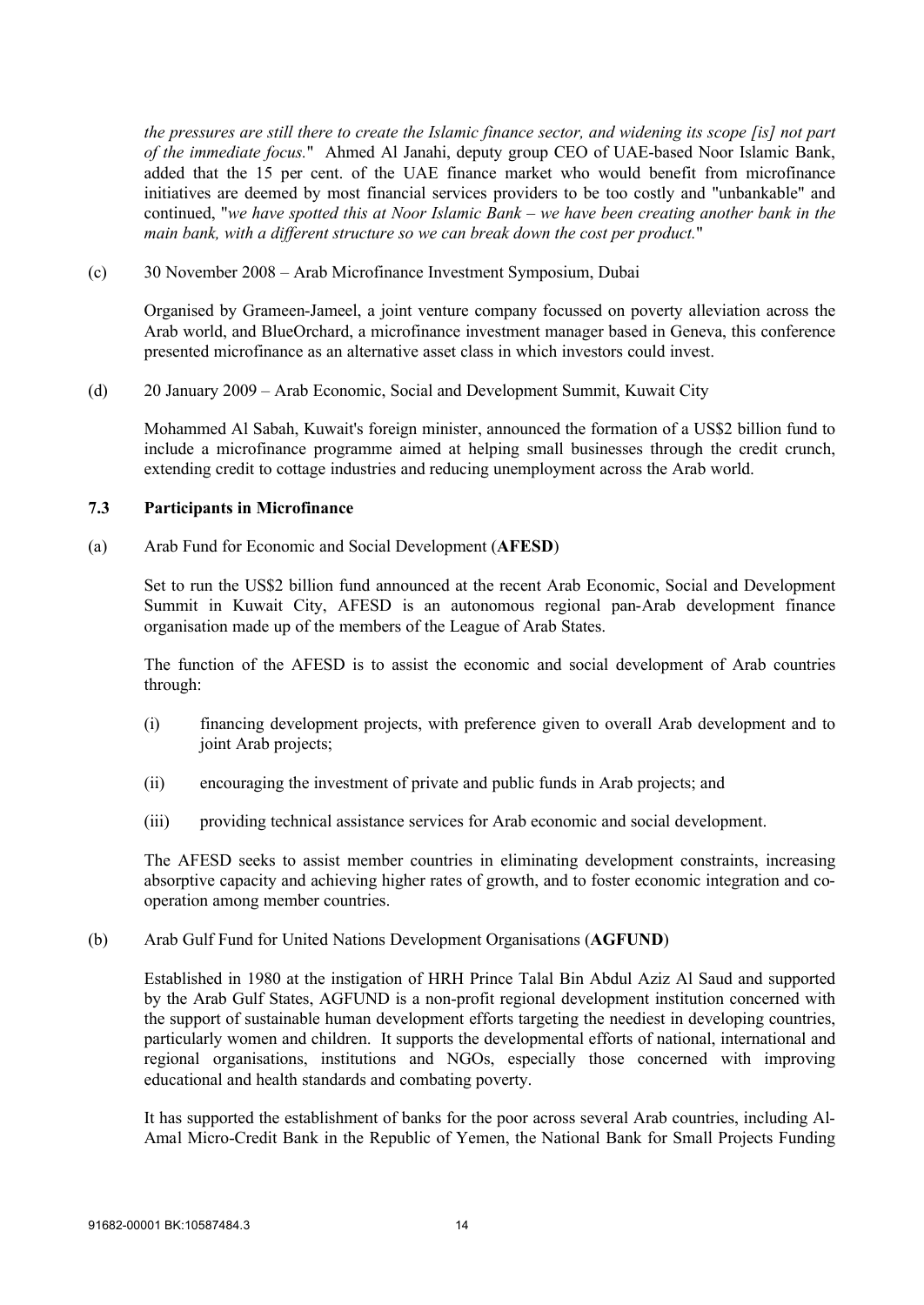*the pressures are still there to create the Islamic finance sector, and widening its scope [is] not part of the immediate focus.*" Ahmed Al Janahi, deputy group CEO of UAE-based Noor Islamic Bank, added that the 15 per cent. of the UAE finance market who would benefit from microfinance initiatives are deemed by most financial services providers to be too costly and "unbankable" and continued, "*we have spotted this at Noor Islamic Bank – we have been creating another bank in the main bank, with a different structure so we can break down the cost per product.*"

(c) 30 November 2008 – Arab Microfinance Investment Symposium, Dubai

Organised by Grameen-Jameel, a joint venture company focussed on poverty alleviation across the Arab world, and BlueOrchard, a microfinance investment manager based in Geneva, this conference presented microfinance as an alternative asset class in which investors could invest.

(d) 20 January 2009 – Arab Economic, Social and Development Summit, Kuwait City

Mohammed Al Sabah, Kuwait's foreign minister, announced the formation of a US$2 billion fund to include a microfinance programme aimed at helping small businesses through the credit crunch, extending credit to cottage industries and reducing unemployment across the Arab world.

### 7.3 Participants in Microfinance

(a) Arab Fund for Economic and Social Development (**AFESD**)

Set to run the US$2 billion fund announced at the recent Arab Economic, Social and Development Summit in Kuwait City, AFESD is an autonomous regional pan-Arab development finance organisation made up of the members of the League of Arab States.

The function of the AFESD is to assist the economic and social development of Arab countries through:

(i) financing development projects, with preference given to overall Arab development and to joint Arab projects;

(ii) encouraging the investment of private and public funds in Arab projects; and

(iii) providing technical assistance services for Arab economic and social development.

The AFESD seeks to assist member countries in eliminating development constraints, increasing absorptive capacity and achieving higher rates of growth, and to foster economic integration and co-operation among member countries.

(b) Arab Gulf Fund for United Nations Development Organisations (**AGFUND**)

Established in 1980 at the instigation of HRH Prince Talal Bin Abdul Aziz Al Saud and supported by the Arab Gulf States, AGFUND is a non-profit regional development institution concerned with the support of sustainable human development efforts targeting the neediest in developing countries, particularly women and children. It supports the developmental efforts of national, international and regional organisations, institutions and NGOs, especially those concerned with improving educational and health standards and combating poverty.

It has supported the establishment of banks for the poor across several Arab countries, including Al-Amal Micro-Credit Bank in the Republic of Yemen, the National Bank for Small Projects Funding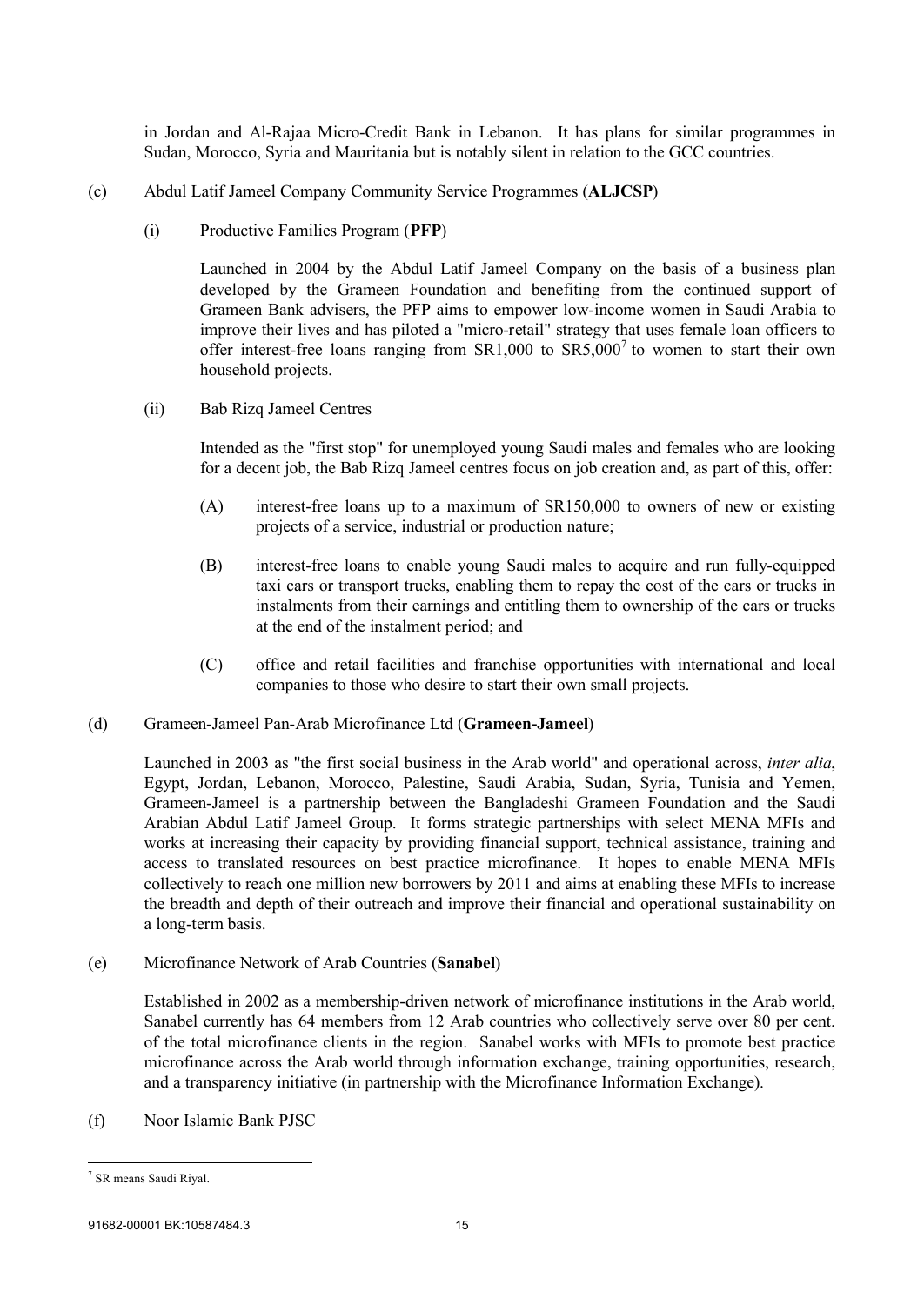in Jordan and Al-Rajaa Micro-Credit Bank in Lebanon. It has plans for similar programmes in Sudan, Morocco, Syria and Mauritania but is notably silent in relation to the GCC countries.

(c) Abdul Latif Jameel Company Community Service Programmes (**ALJCSP**)

(i) Productive Families Program (**PFP**)

Launched in 2004 by the Abdul Latif Jameel Company on the basis of a business plan developed by the Grameen Foundation and benefiting from the continued support of Grameen Bank advisers, the PFP aims to empower low-income women in Saudi Arabia to improve their lives and has piloted a "micro-retail" strategy that uses female loan officers to offer interest-free loans ranging from SR1,000 to SR5,000[7] to women to start their own household projects.

(ii) Bab Rizq Jameel Centres

Intended as the "first stop" for unemployed young Saudi males and females who are looking for a decent job, the Bab Rizq Jameel centres focus on job creation and, as part of this, offer:

(A) interest-free loans up to a maximum of SR150,000 to owners of new or existing projects of a service, industrial or production nature;

(B) interest-free loans to enable young Saudi males to acquire and run fully-equipped taxi cars or transport trucks, enabling them to repay the cost of the cars or trucks in instalments from their earnings and entitling them to ownership of the cars or trucks at the end of the instalment period; and

(C) office and retail facilities and franchise opportunities with international and local companies to those who desire to start their own small projects.

(d) Grameen-Jameel Pan-Arab Microfinance Ltd (**Grameen-Jameel**)

Launched in 2003 as "the first social business in the Arab world" and operational across, *inter alia*, Egypt, Jordan, Lebanon, Morocco, Palestine, Saudi Arabia, Sudan, Syria, Tunisia and Yemen, Grameen-Jameel is a partnership between the Bangladeshi Grameen Foundation and the Saudi Arabian Abdul Latif Jameel Group. It forms strategic partnerships with select MENA MFIs and works at increasing their capacity by providing financial support, technical assistance, training and access to translated resources on best practice microfinance. It hopes to enable MENA MFIs collectively to reach one million new borrowers by 2011 and aims at enabling these MFIs to increase the breadth and depth of their outreach and improve their financial and operational sustainability on a long-term basis.

(e) Microfinance Network of Arab Countries (**Sanabel**)

Established in 2002 as a membership-driven network of microfinance institutions in the Arab world, Sanabel currently has 64 members from 12 Arab countries who collectively serve over 80 per cent. of the total microfinance clients in the region. Sanabel works with MFIs to promote best practice microfinance across the Arab world through information exchange, training opportunities, research, and a transparency initiative (in partnership with the Microfinance Information Exchange).

(f) Noor Islamic Bank PJSC

---

[7] SR means Saudi Riyal.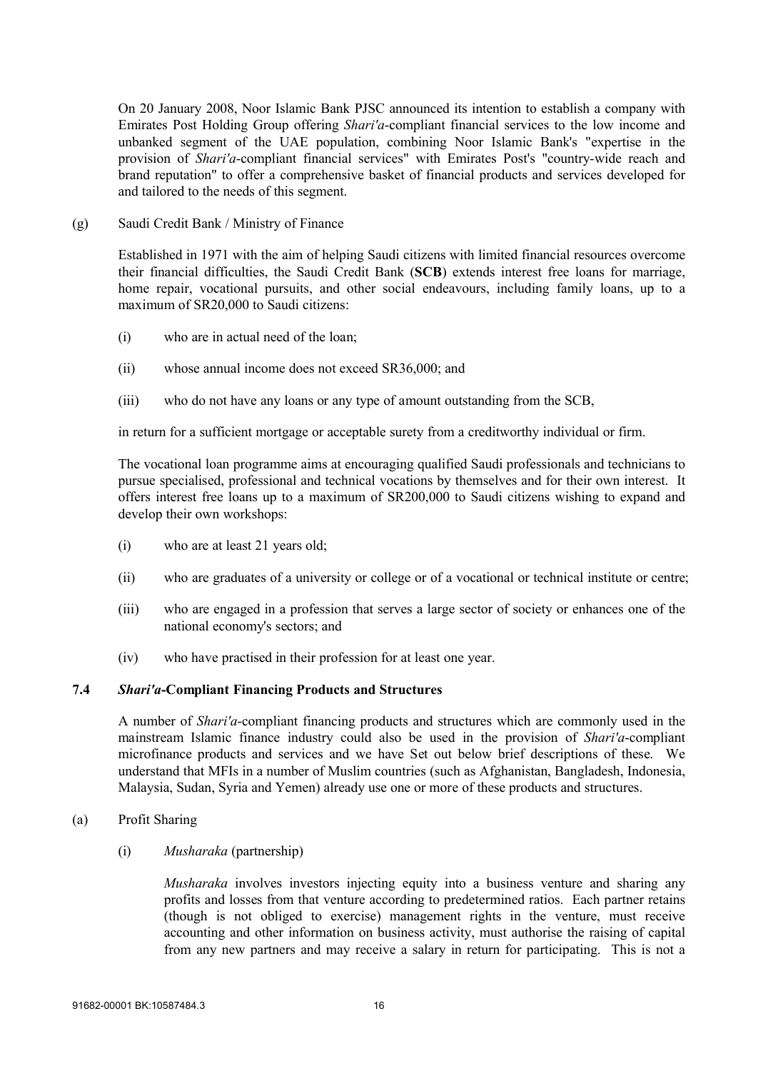On 20 January 2008, Noor Islamic Bank PJSC announced its intention to establish a company with Emirates Post Holding Group offering *Shari'a*-compliant financial services to the low income and unbanked segment of the UAE population, combining Noor Islamic Bank's "expertise in the provision of *Shari'a*-compliant financial services" with Emirates Post's "country-wide reach and brand reputation" to offer a comprehensive basket of financial products and services developed for and tailored to the needs of this segment.

(g) Saudi Credit Bank / Ministry of Finance

Established in 1971 with the aim of helping Saudi citizens with limited financial resources overcome their financial difficulties, the Saudi Credit Bank (**SCB**) extends interest free loans for marriage, home repair, vocational pursuits, and other social endeavours, including family loans, up to a maximum of SR20,000 to Saudi citizens:

(i) who are in actual need of the loan;

(ii) whose annual income does not exceed SR36,000; and

(iii) who do not have any loans or any type of amount outstanding from the SCB,

in return for a sufficient mortgage or acceptable surety from a creditworthy individual or firm.

The vocational loan programme aims at encouraging qualified Saudi professionals and technicians to pursue specialised, professional and technical vocations by themselves and for their own interest. It offers interest free loans up to a maximum of SR200,000 to Saudi citizens wishing to expand and develop their own workshops:

(i) who are at least 21 years old;

(ii) who are graduates of a university or college or of a vocational or technical institute or centre;

(iii) who are engaged in a profession that serves a large sector of society or enhances one of the national economy's sectors; and

(iv) who have practised in their profession for at least one year.

### 7.4 *Shari'a*-Compliant Financing Products and Structures

A number of *Shari'a*-compliant financing products and structures which are commonly used in the mainstream Islamic finance industry could also be used in the provision of *Shari'a*-compliant microfinance products and services and we have Set out below brief descriptions of these. We understand that MFIs in a number of Muslim countries (such as Afghanistan, Bangladesh, Indonesia, Malaysia, Sudan, Syria and Yemen) already use one or more of these products and structures.

(a) Profit Sharing

(i) *Musharaka* (partnership)

*Musharaka* involves investors injecting equity into a business venture and sharing any profits and losses from that venture according to predetermined ratios. Each partner retains (though is not obliged to exercise) management rights in the venture, must receive accounting and other information on business activity, must authorise the raising of capital from any new partners and may receive a salary in return for participating. This is not a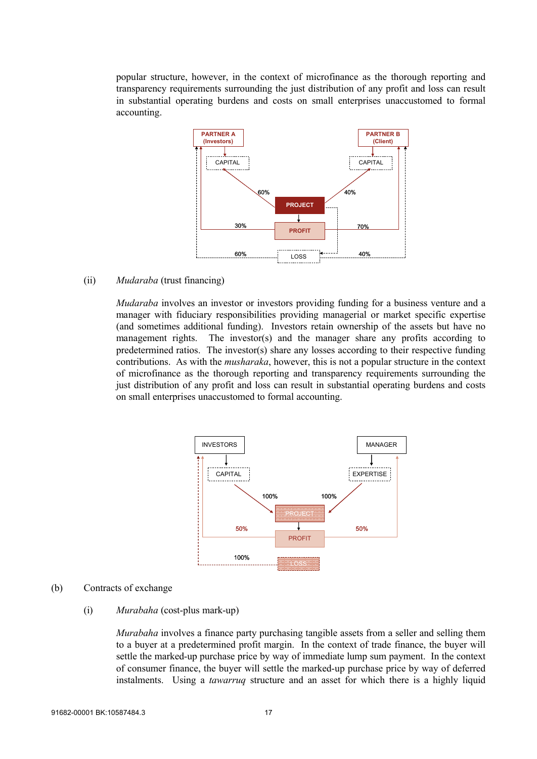popular structure, however, in the context of microfinance as the thorough reporting and transparency requirements surrounding the just distribution of any profit and loss can result in substantial operating burdens and costs on small enterprises unaccustomed to formal accounting.

(ii) *Mudaraba* (trust financing)

*Mudaraba* involves an investor or investors providing funding for a business venture and a manager with fiduciary responsibilities providing managerial or market specific expertise (and sometimes additional funding). Investors retain ownership of the assets but have no management rights. The investor(s) and the manager share any profits according to predetermined ratios. The investor(s) share any losses according to their respective funding contributions. As with the *musharaka*, however, this is not a popular structure in the context of microfinance as the thorough reporting and transparency requirements surrounding the just distribution of any profit and loss can result in substantial operating burdens and costs on small enterprises unaccustomed to formal accounting.

(b) Contracts of exchange

(i) *Murabaha* (cost-plus mark-up)

*Murabaha* involves a finance party purchasing tangible assets from a seller and selling them to a buyer at a predetermined profit margin. In the context of trade finance, the buyer will settle the marked-up purchase price by way of immediate lump sum payment. In the context of consumer finance, the buyer will settle the marked-up purchase price by way of deferred instalments. Using a *tawarruq* structure and an asset for which there is a highly liquid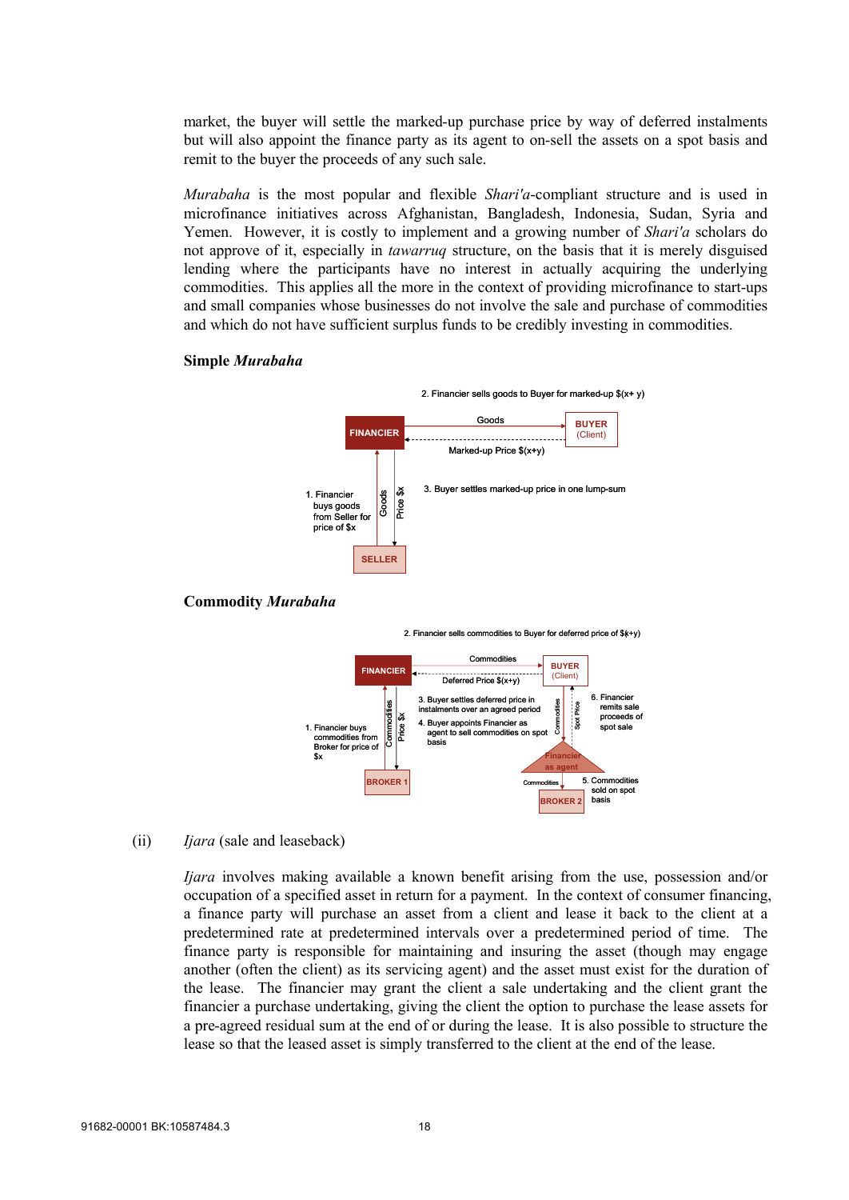market, the buyer will settle the marked-up purchase price by way of deferred instalments but will also appoint the finance party as its agent to on-sell the assets on a spot basis and remit to the buyer the proceeds of any such sale.

*Murabaha* is the most popular and flexible *Shari'a*-compliant structure and is used in microfinance initiatives across Afghanistan, Bangladesh, Indonesia, Sudan, Syria and Yemen. However, it is costly to implement and a growing number of *Shari'a* scholars do not approve of it, especially in *tawarruq* structure, on the basis that it is merely disguised lending where the participants have no interest in actually acquiring the underlying commodities. This applies all the more in the context of providing microfinance to start-ups and small companies whose businesses do not involve the sale and purchase of commodities and which do not have sufficient surplus funds to be credibly investing in commodities.

**Simple *Murabaha***

2. Financier sells goods to Buyer for marked-up $(x+ y)

FINANCIER — Goods → BUYER (Client)

Marked-up Price $(x+y)

1. Financier buys goods from Seller for price of $x

Goods / Price $x

SELLER

3. Buyer settles marked-up price in one lump-sum

**Commodity *Murabaha***

2. Financier sells commodities to Buyer for deferred price of $(x+y)

FINANCIER — Commodities → BUYER (Client)

Deferred Price $(x+y)

1. Financier buys commodities from Broker for price of $x

Commodities / Price $x

BROKER 1

3. Buyer settles deferred price in instalments over an agreed period

4. Buyer appoints Financier as agent to sell commodities on spot basis

Commodities / Spot Price

Financier as agent

6. Financier remits sale proceeds of spot sale

Commodities

5. Commodities sold on spot basis

BROKER 2

(ii) *Ijara* (sale and leaseback)

*Ijara* involves making available a known benefit arising from the use, possession and/or occupation of a specified asset in return for a payment. In the context of consumer financing, a finance party will purchase an asset from a client and lease it back to the client at a predetermined rate at predetermined intervals over a predetermined period of time. The finance party is responsible for maintaining and insuring the asset (though may engage another (often the client) as its servicing agent) and the asset must exist for the duration of the lease. The financier may grant the client a sale undertaking and the client grant the financier a purchase undertaking, giving the client the option to purchase the lease assets for a pre-agreed residual sum at the end of or during the lease. It is also possible to structure the lease so that the leased asset is simply transferred to the client at the end of the lease.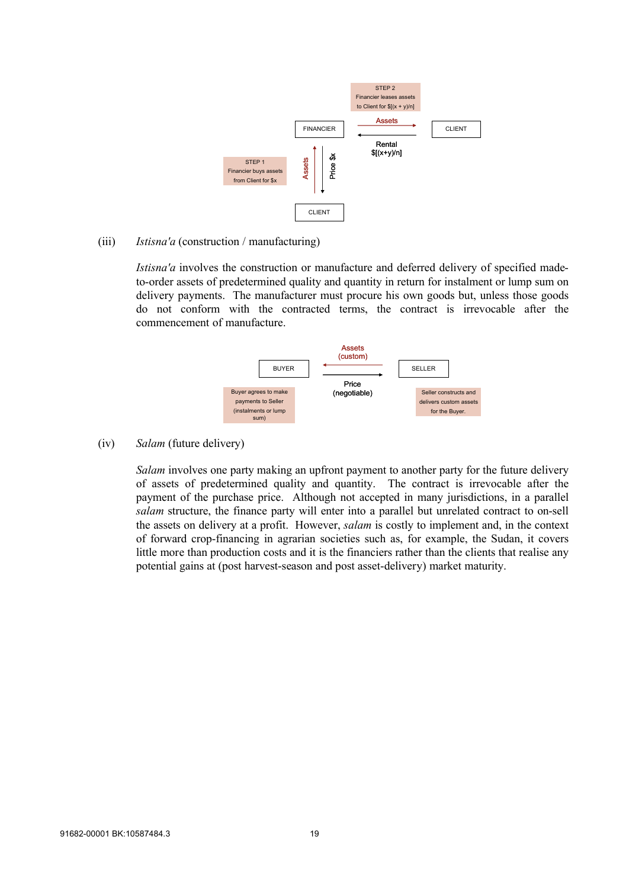STEP 2
Financier leases assets to Client for $[(x + y)/n]

FINANCIER — Assets → CLIENT

Rental $[(x+y)/n]

STEP 1
Financier buys assets from Client for $x

Assets / Price $x

CLIENT

(iii) *Istisna'a* (construction / manufacturing)

*Istisna'a* involves the construction or manufacture and deferred delivery of specified made-to-order assets of predetermined quality and quantity in return for instalment or lump sum on delivery payments. The manufacturer must procure his own goods but, unless those goods do not conform with the contracted terms, the contract is irrevocable after the commencement of manufacture.

BUYER ← Assets (custom) — SELLER

Price (negotiable)

Buyer agrees to make payments to Seller (instalments or lump sum)

Seller constructs and delivers custom assets for the Buyer.

(iv) *Salam* (future delivery)

*Salam* involves one party making an upfront payment to another party for the future delivery of assets of predetermined quality and quantity. The contract is irrevocable after the payment of the purchase price. Although not accepted in many jurisdictions, in a parallel *salam* structure, the finance party will enter into a parallel but unrelated contract to on-sell the assets on delivery at a profit. However, *salam* is costly to implement and, in the context of forward crop-financing in agrarian societies such as, for example, the Sudan, it covers little more than production costs and it is the financiers rather than the clients that realise any potential gains at (post harvest-season and post asset-delivery) market maturity.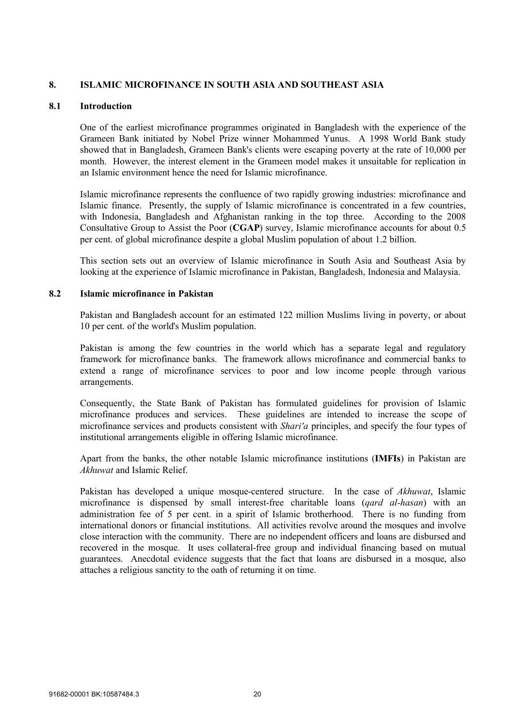## 8. ISLAMIC MICROFINANCE IN SOUTH ASIA AND SOUTHEAST ASIA

### 8.1 Introduction

One of the earliest microfinance programmes originated in Bangladesh with the experience of the Grameen Bank initiated by Nobel Prize winner Mohammed Yunus. A 1998 World Bank study showed that in Bangladesh, Grameen Bank's clients were escaping poverty at the rate of 10,000 per month. However, the interest element in the Grameen model makes it unsuitable for replication in an Islamic environment hence the need for Islamic microfinance.

Islamic microfinance represents the confluence of two rapidly growing industries: microfinance and Islamic finance. Presently, the supply of Islamic microfinance is concentrated in a few countries, with Indonesia, Bangladesh and Afghanistan ranking in the top three. According to the 2008 Consultative Group to Assist the Poor (**CGAP**) survey, Islamic microfinance accounts for about 0.5 per cent. of global microfinance despite a global Muslim population of about 1.2 billion.

This section sets out an overview of Islamic microfinance in South Asia and Southeast Asia by looking at the experience of Islamic microfinance in Pakistan, Bangladesh, Indonesia and Malaysia.

### 8.2 Islamic microfinance in Pakistan

Pakistan and Bangladesh account for an estimated 122 million Muslims living in poverty, or about 10 per cent. of the world's Muslim population.

Pakistan is among the few countries in the world which has a separate legal and regulatory framework for microfinance banks. The framework allows microfinance and commercial banks to extend a range of microfinance services to poor and low income people through various arrangements.

Consequently, the State Bank of Pakistan has formulated guidelines for provision of Islamic microfinance produces and services. These guidelines are intended to increase the scope of microfinance services and products consistent with *Shari'a* principles, and specify the four types of institutional arrangements eligible in offering Islamic microfinance.

Apart from the banks, the other notable Islamic microfinance institutions (**IMFIs**) in Pakistan are *Akhuwat* and Islamic Relief.

Pakistan has developed a unique mosque-centered structure. In the case of *Akhuwat*, Islamic microfinance is dispensed by small interest-free charitable loans (*qard al-hasan*) with an administration fee of 5 per cent. in a spirit of Islamic brotherhood. There is no funding from international donors or financial institutions. All activities revolve around the mosques and involve close interaction with the community. There are no independent officers and loans are disbursed and recovered in the mosque. It uses collateral-free group and individual financing based on mutual guarantees. Anecdotal evidence suggests that the fact that loans are disbursed in a mosque, also attaches a religious sanctity to the oath of returning it on time.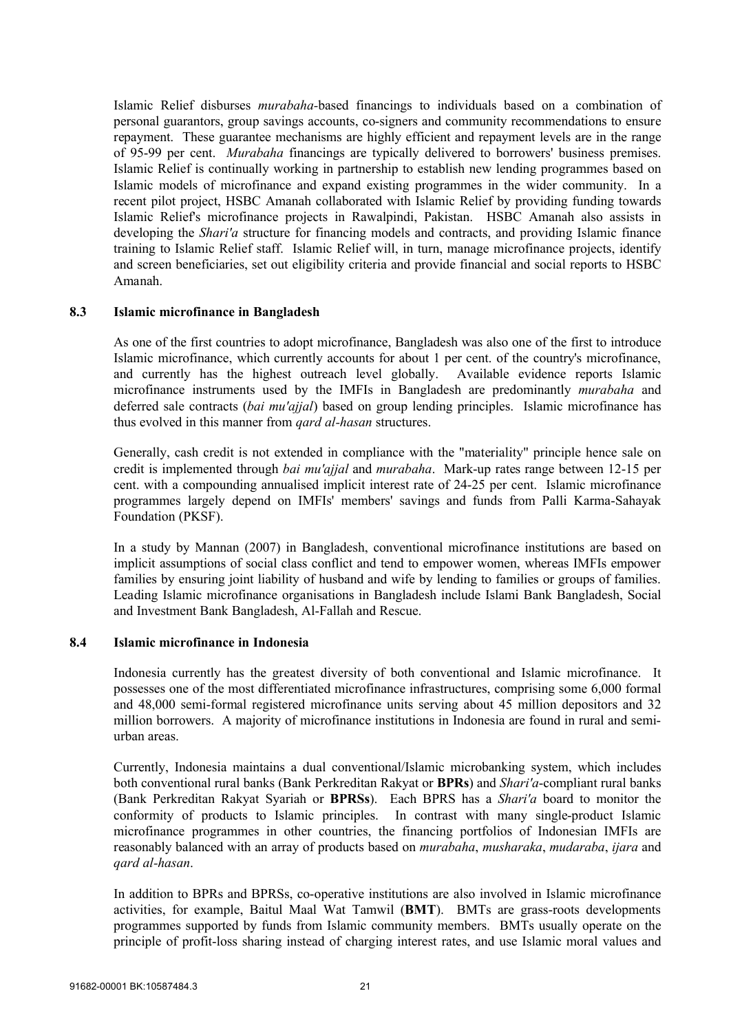Islamic Relief disburses *murabaha*-based financings to individuals based on a combination of personal guarantors, group savings accounts, co-signers and community recommendations to ensure repayment. These guarantee mechanisms are highly efficient and repayment levels are in the range of 95-99 per cent. *Murabaha* financings are typically delivered to borrowers' business premises. Islamic Relief is continually working in partnership to establish new lending programmes based on Islamic models of microfinance and expand existing programmes in the wider community. In a recent pilot project, HSBC Amanah collaborated with Islamic Relief by providing funding towards Islamic Relief's microfinance projects in Rawalpindi, Pakistan. HSBC Amanah also assists in developing the *Shari'a* structure for financing models and contracts, and providing Islamic finance training to Islamic Relief staff. Islamic Relief will, in turn, manage microfinance projects, identify and screen beneficiaries, set out eligibility criteria and provide financial and social reports to HSBC Amanah.

### 8.3 Islamic microfinance in Bangladesh

As one of the first countries to adopt microfinance, Bangladesh was also one of the first to introduce Islamic microfinance, which currently accounts for about 1 per cent. of the country's microfinance, and currently has the highest outreach level globally. Available evidence reports Islamic microfinance instruments used by the IMFIs in Bangladesh are predominantly *murabaha* and deferred sale contracts (*bai mu'ajjal*) based on group lending principles. Islamic microfinance has thus evolved in this manner from *qard al-hasan* structures.

Generally, cash credit is not extended in compliance with the "materiality" principle hence sale on credit is implemented through *bai mu'ajjal* and *murabaha*. Mark-up rates range between 12-15 per cent. with a compounding annualised implicit interest rate of 24-25 per cent. Islamic microfinance programmes largely depend on IMFIs' members' savings and funds from Palli Karma-Sahayak Foundation (PKSF).

In a study by Mannan (2007) in Bangladesh, conventional microfinance institutions are based on implicit assumptions of social class conflict and tend to empower women, whereas IMFIs empower families by ensuring joint liability of husband and wife by lending to families or groups of families. Leading Islamic microfinance organisations in Bangladesh include Islami Bank Bangladesh, Social and Investment Bank Bangladesh, Al-Fallah and Rescue.

### 8.4 Islamic microfinance in Indonesia

Indonesia currently has the greatest diversity of both conventional and Islamic microfinance. It possesses one of the most differentiated microfinance infrastructures, comprising some 6,000 formal and 48,000 semi-formal registered microfinance units serving about 45 million depositors and 32 million borrowers. A majority of microfinance institutions in Indonesia are found in rural and semi-urban areas.

Currently, Indonesia maintains a dual conventional/Islamic microbanking system, which includes both conventional rural banks (Bank Perkreditan Rakyat or **BPRs**) and *Shari'a*-compliant rural banks (Bank Perkreditan Rakyat Syariah or **BPRSs**). Each BPRS has a *Shari'a* board to monitor the conformity of products to Islamic principles. In contrast with many single-product Islamic microfinance programmes in other countries, the financing portfolios of Indonesian IMFIs are reasonably balanced with an array of products based on *murabaha*, *musharaka*, *mudaraba*, *ijara* and *qard al-hasan*.

In addition to BPRs and BPRSs, co-operative institutions are also involved in Islamic microfinance activities, for example, Baitul Maal Wat Tamwil (**BMT**). BMTs are grass-roots developments programmes supported by funds from Islamic community members. BMTs usually operate on the principle of profit-loss sharing instead of charging interest rates, and use Islamic moral values and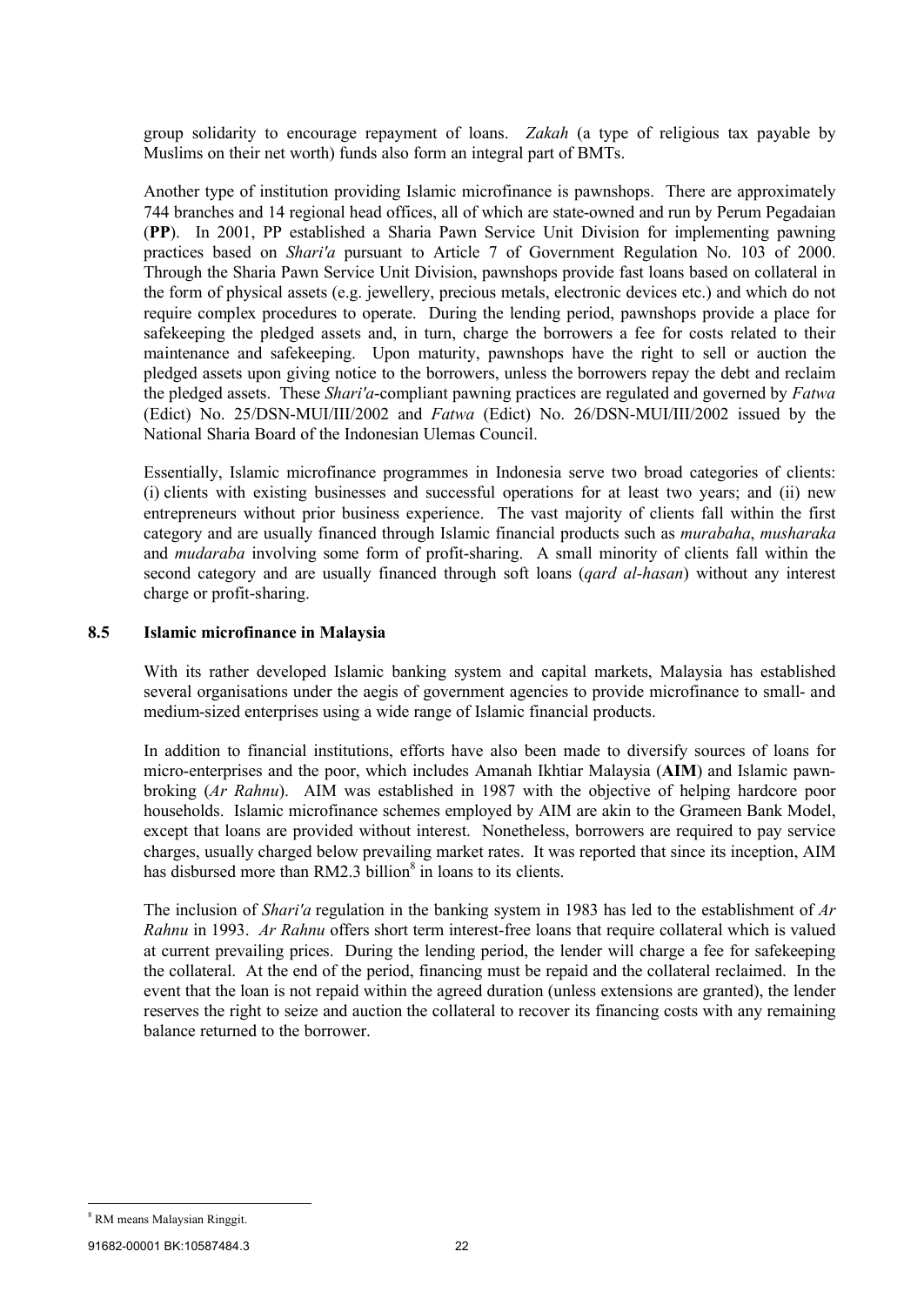group solidarity to encourage repayment of loans. *Zakah* (a type of religious tax payable by Muslims on their net worth) funds also form an integral part of BMTs.

Another type of institution providing Islamic microfinance is pawnshops. There are approximately 744 branches and 14 regional head offices, all of which are state-owned and run by Perum Pegadaian (**PP**). In 2001, PP established a Sharia Pawn Service Unit Division for implementing pawning practices based on *Shari'a* pursuant to Article 7 of Government Regulation No. 103 of 2000. Through the Sharia Pawn Service Unit Division, pawnshops provide fast loans based on collateral in the form of physical assets (e.g. jewellery, precious metals, electronic devices etc.) and which do not require complex procedures to operate. During the lending period, pawnshops provide a place for safekeeping the pledged assets and, in turn, charge the borrowers a fee for costs related to their maintenance and safekeeping. Upon maturity, pawnshops have the right to sell or auction the pledged assets upon giving notice to the borrowers, unless the borrowers repay the debt and reclaim the pledged assets. These *Shari'a*-compliant pawning practices are regulated and governed by *Fatwa* (Edict) No. 25/DSN-MUI/III/2002 and *Fatwa* (Edict) No. 26/DSN-MUI/III/2002 issued by the National Sharia Board of the Indonesian Ulemas Council.

Essentially, Islamic microfinance programmes in Indonesia serve two broad categories of clients: (i) clients with existing businesses and successful operations for at least two years; and (ii) new entrepreneurs without prior business experience. The vast majority of clients fall within the first category and are usually financed through Islamic financial products such as *murabaha*, *musharaka* and *mudaraba* involving some form of profit-sharing. A small minority of clients fall within the second category and are usually financed through soft loans (*qard al-hasan*) without any interest charge or profit-sharing.

## 8.5 Islamic microfinance in Malaysia

With its rather developed Islamic banking system and capital markets, Malaysia has established several organisations under the aegis of government agencies to provide microfinance to small- and medium-sized enterprises using a wide range of Islamic financial products.

In addition to financial institutions, efforts have also been made to diversify sources of loans for micro-enterprises and the poor, which includes Amanah Ikhtiar Malaysia (**AIM**) and Islamic pawn-broking (*Ar Rahnu*). AIM was established in 1987 with the objective of helping hardcore poor households. Islamic microfinance schemes employed by AIM are akin to the Grameen Bank Model, except that loans are provided without interest. Nonetheless, borrowers are required to pay service charges, usually charged below prevailing market rates. It was reported that since its inception, AIM has disbursed more than RM2.3 billion[8] in loans to its clients.

The inclusion of *Shari'a* regulation in the banking system in 1983 has led to the establishment of *Ar Rahnu* in 1993. *Ar Rahnu* offers short term interest-free loans that require collateral which is valued at current prevailing prices. During the lending period, the lender will charge a fee for safekeeping the collateral. At the end of the period, financing must be repaid and the collateral reclaimed. In the event that the loan is not repaid within the agreed duration (unless extensions are granted), the lender reserves the right to seize and auction the collateral to recover its financing costs with any remaining balance returned to the borrower.

[8] RM means Malaysian Ringgit.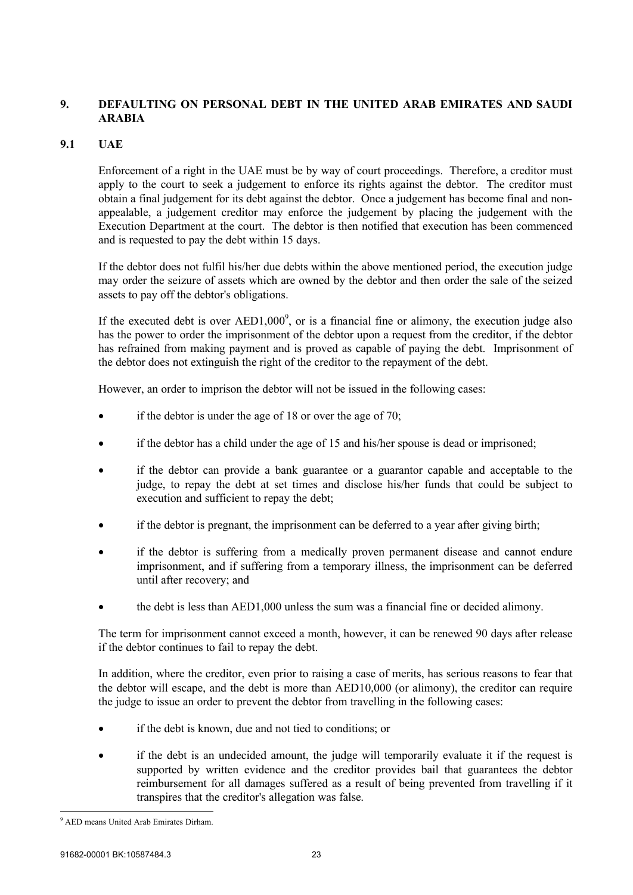## 9. DEFAULTING ON PERSONAL DEBT IN THE UNITED ARAB EMIRATES AND SAUDI ARABIA

### 9.1 UAE

Enforcement of a right in the UAE must be by way of court proceedings. Therefore, a creditor must apply to the court to seek a judgement to enforce its rights against the debtor. The creditor must obtain a final judgement for its debt against the debtor. Once a judgement has become final and non-appealable, a judgement creditor may enforce the judgement by placing the judgement with the Execution Department at the court. The debtor is then notified that execution has been commenced and is requested to pay the debt within 15 days.

If the debtor does not fulfil his/her due debts within the above mentioned period, the execution judge may order the seizure of assets which are owned by the debtor and then order the sale of the seized assets to pay off the debtor's obligations.

If the executed debt is over AED1,000[9], or is a financial fine or alimony, the execution judge also has the power to order the imprisonment of the debtor upon a request from the creditor, if the debtor has refrained from making payment and is proved as capable of paying the debt. Imprisonment of the debtor does not extinguish the right of the creditor to the repayment of the debt.

However, an order to imprison the debtor will not be issued in the following cases:

- if the debtor is under the age of 18 or over the age of 70;
- if the debtor has a child under the age of 15 and his/her spouse is dead or imprisoned;
- if the debtor can provide a bank guarantee or a guarantor capable and acceptable to the judge, to repay the debt at set times and disclose his/her funds that could be subject to execution and sufficient to repay the debt;
- if the debtor is pregnant, the imprisonment can be deferred to a year after giving birth;
- if the debtor is suffering from a medically proven permanent disease and cannot endure imprisonment, and if suffering from a temporary illness, the imprisonment can be deferred until after recovery; and
- the debt is less than AED1,000 unless the sum was a financial fine or decided alimony.

The term for imprisonment cannot exceed a month, however, it can be renewed 90 days after release if the debtor continues to fail to repay the debt.

In addition, where the creditor, even prior to raising a case of merits, has serious reasons to fear that the debtor will escape, and the debt is more than AED10,000 (or alimony), the creditor can require the judge to issue an order to prevent the debtor from travelling in the following cases:

- if the debt is known, due and not tied to conditions; or
- if the debt is an undecided amount, the judge will temporarily evaluate it if the request is supported by written evidence and the creditor provides bail that guarantees the debtor reimbursement for all damages suffered as a result of being prevented from travelling if it transpires that the creditor's allegation was false.

[9] AED means United Arab Emirates Dirham.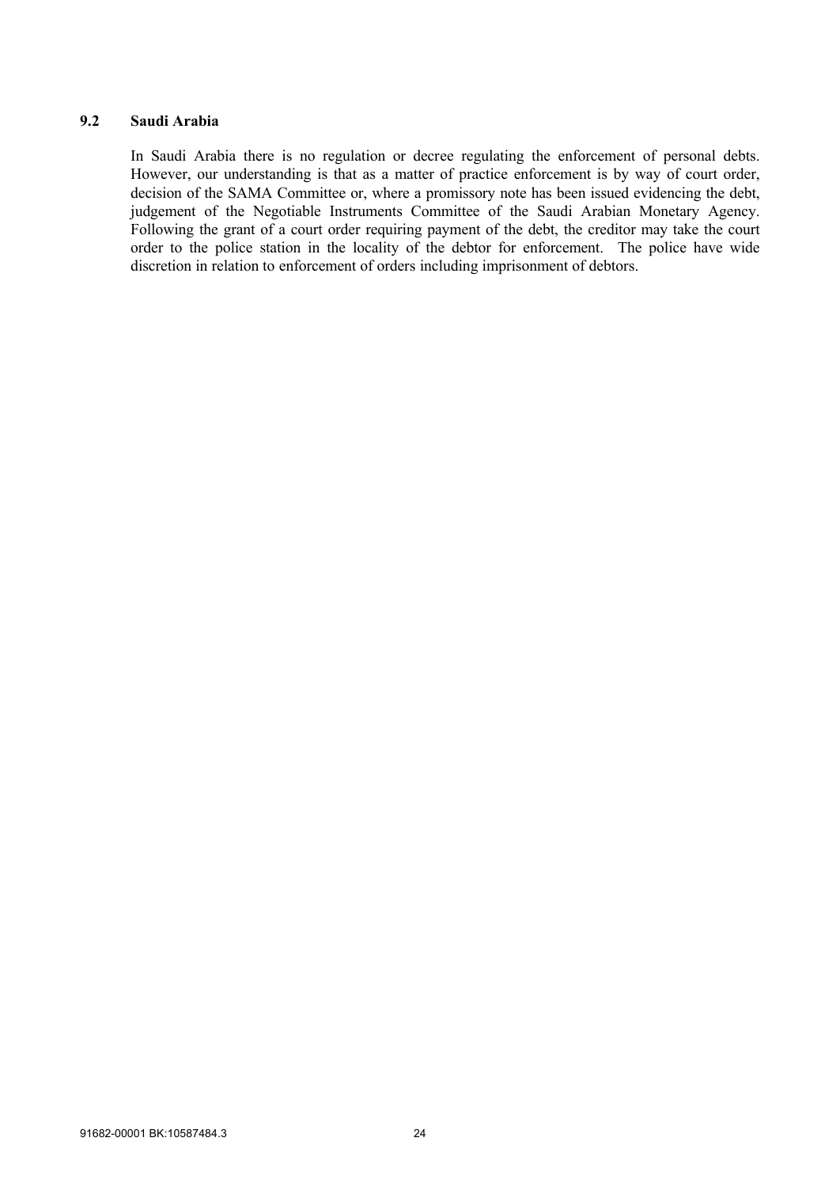### 9.2 Saudi Arabia

In Saudi Arabia there is no regulation or decree regulating the enforcement of personal debts. However, our understanding is that as a matter of practice enforcement is by way of court order, decision of the SAMA Committee or, where a promissory note has been issued evidencing the debt, judgement of the Negotiable Instruments Committee of the Saudi Arabian Monetary Agency. Following the grant of a court order requiring payment of the debt, the creditor may take the court order to the police station in the locality of the debtor for enforcement. The police have wide discretion in relation to enforcement of orders including imprisonment of debtors.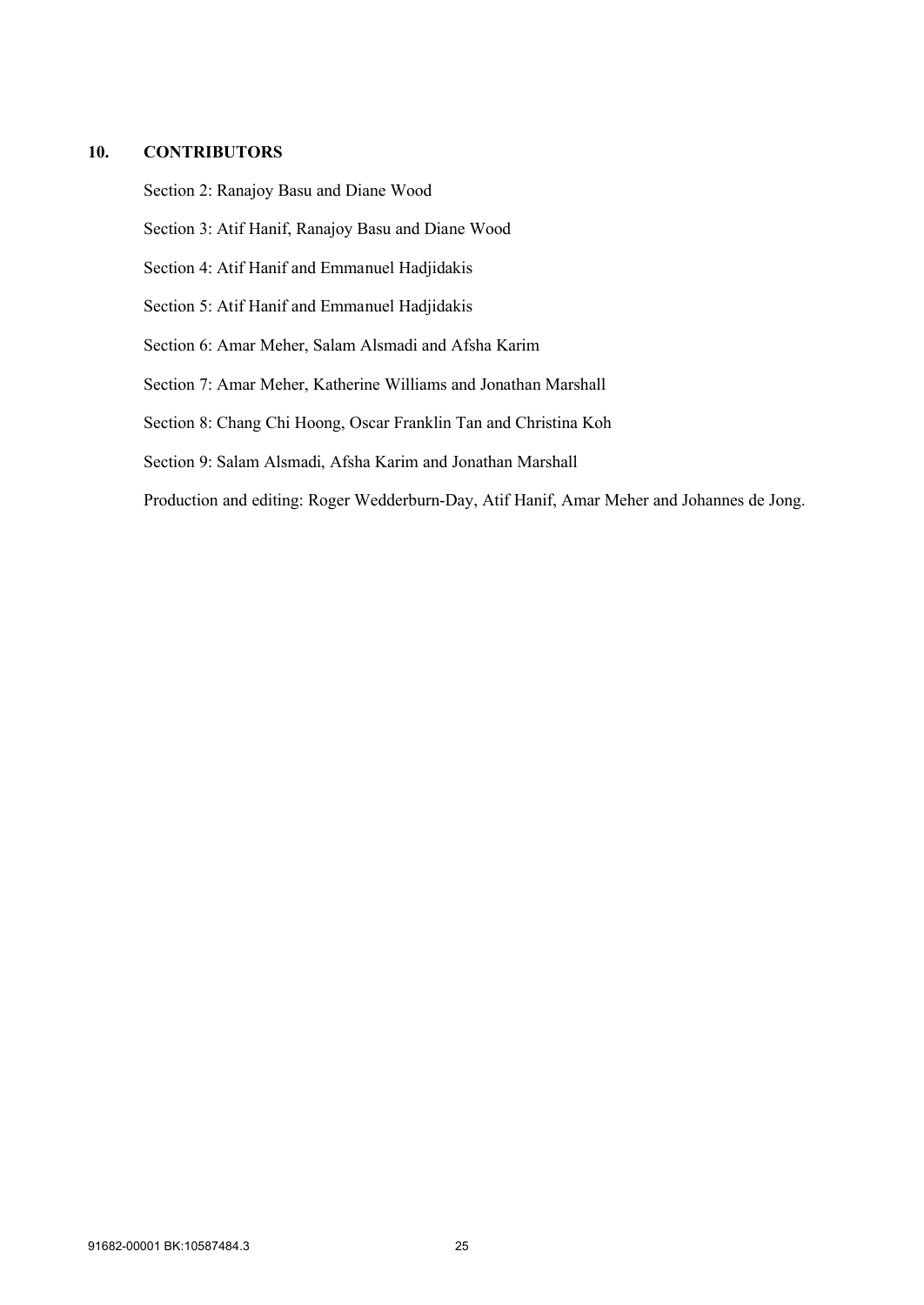## 10. CONTRIBUTORS

Section 2: Ranajoy Basu and Diane Wood

Section 3: Atif Hanif, Ranajoy Basu and Diane Wood

Section 4: Atif Hanif and Emmanuel Hadjidakis

Section 5: Atif Hanif and Emmanuel Hadjidakis

Section 6: Amar Meher, Salam Alsmadi and Afsha Karim

Section 7: Amar Meher, Katherine Williams and Jonathan Marshall

Section 8: Chang Chi Hoong, Oscar Franklin Tan and Christina Koh

Section 9: Salam Alsmadi, Afsha Karim and Jonathan Marshall

Production and editing: Roger Wedderburn-Day, Atif Hanif, Amar Meher and Johannes de Jong.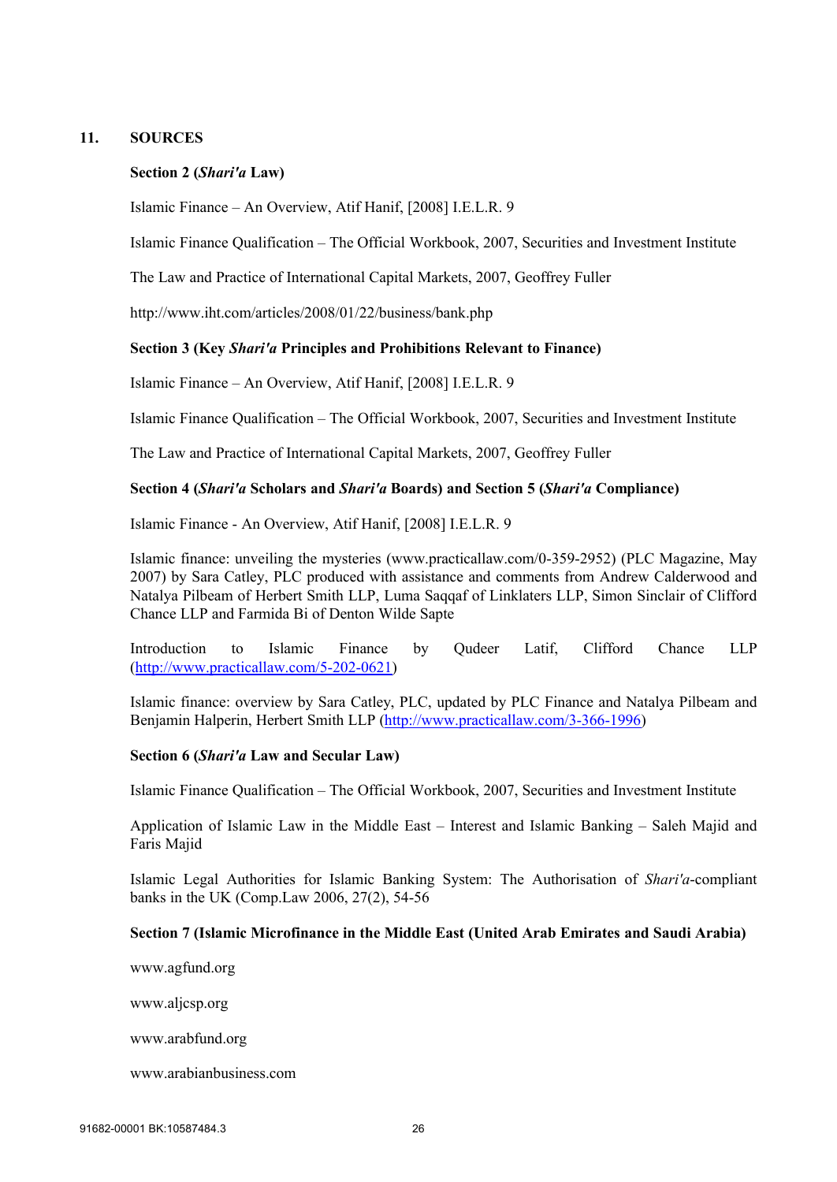## 11. SOURCES

**Section 2 (*Shari'a* Law)**

Islamic Finance – An Overview, Atif Hanif, [2008] I.E.L.R. 9

Islamic Finance Qualification – The Official Workbook, 2007, Securities and Investment Institute

The Law and Practice of International Capital Markets, 2007, Geoffrey Fuller

http://www.iht.com/articles/2008/01/22/business/bank.php

**Section 3 (Key *Shari'a* Principles and Prohibitions Relevant to Finance)**

Islamic Finance – An Overview, Atif Hanif, [2008] I.E.L.R. 9

Islamic Finance Qualification – The Official Workbook, 2007, Securities and Investment Institute

The Law and Practice of International Capital Markets, 2007, Geoffrey Fuller

**Section 4 (*Shari'a* Scholars and *Shari'a* Boards) and Section 5 (*Shari'a* Compliance)**

Islamic Finance - An Overview, Atif Hanif, [2008] I.E.L.R. 9

Islamic finance: unveiling the mysteries (www.practicallaw.com/0-359-2952) (PLC Magazine, May 2007) by Sara Catley, PLC produced with assistance and comments from Andrew Calderwood and Natalya Pilbeam of Herbert Smith LLP, Luma Saqqaf of Linklaters LLP, Simon Sinclair of Clifford Chance LLP and Farmida Bi of Denton Wilde Sapte

Introduction to Islamic Finance by Qudeer Latif, Clifford Chance LLP (http://www.practicallaw.com/5-202-0621)

Islamic finance: overview by Sara Catley, PLC, updated by PLC Finance and Natalya Pilbeam and Benjamin Halperin, Herbert Smith LLP (http://www.practicallaw.com/3-366-1996)

**Section 6 (*Shari'a* Law and Secular Law)**

Islamic Finance Qualification – The Official Workbook, 2007, Securities and Investment Institute

Application of Islamic Law in the Middle East – Interest and Islamic Banking – Saleh Majid and Faris Majid

Islamic Legal Authorities for Islamic Banking System: The Authorisation of *Shari'a*-compliant banks in the UK (Comp.Law 2006, 27(2), 54-56

**Section 7 (Islamic Microfinance in the Middle East (United Arab Emirates and Saudi Arabia)**

www.agfund.org

www.aljcsp.org

www.arabfund.org

www.arabianbusiness.com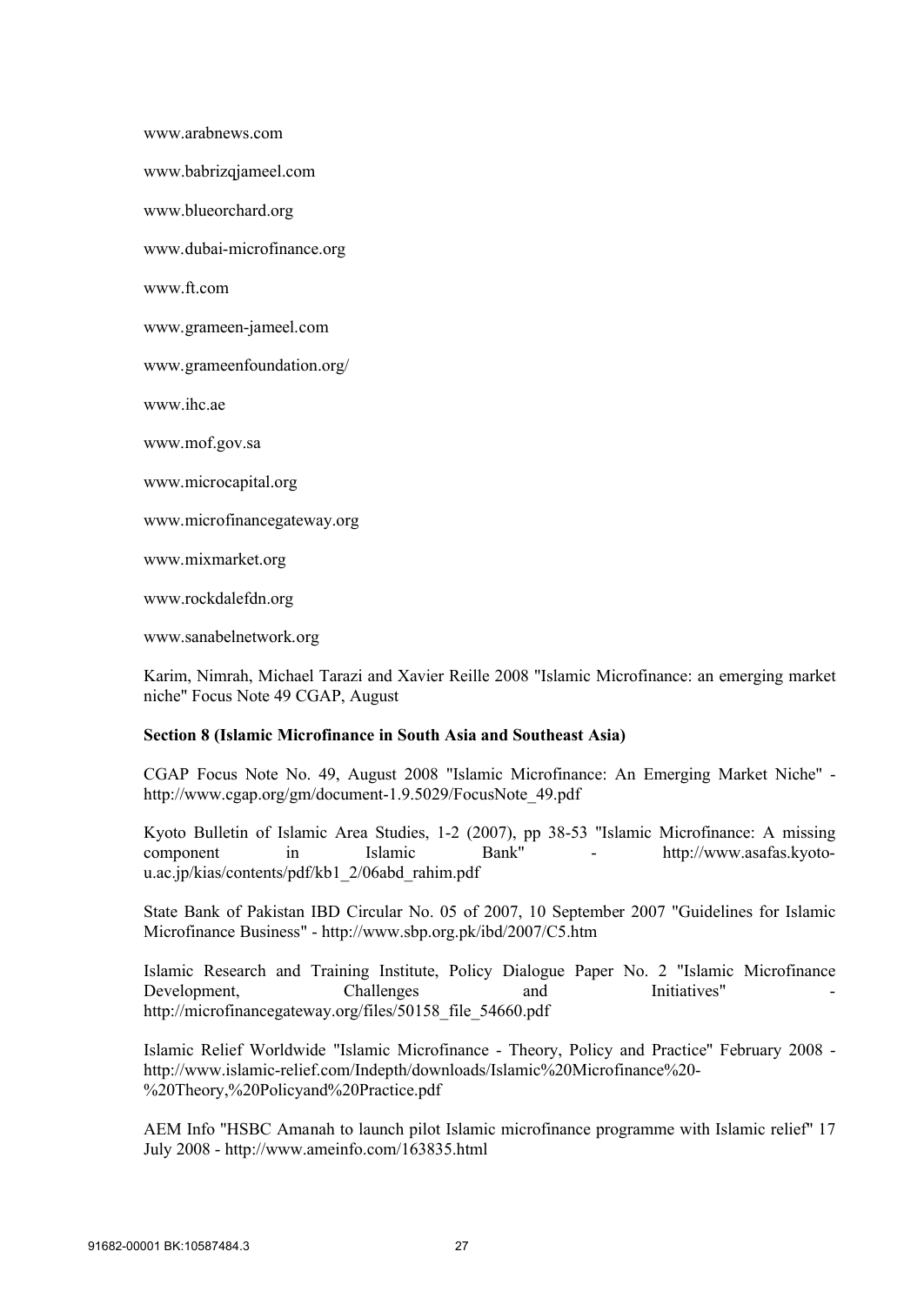www.arabnews.com

www.babrizqjameel.com

www.blueorchard.org

www.dubai-microfinance.org

www.ft.com

www.grameen-jameel.com

www.grameenfoundation.org/

www.ihc.ae

www.mof.gov.sa

www.microcapital.org

www.microfinancegateway.org

www.mixmarket.org

www.rockdalefdn.org

www.sanabelnetwork.org

Karim, Nimrah, Michael Tarazi and Xavier Reille 2008 "Islamic Microfinance: an emerging market niche" Focus Note 49 CGAP, August

**Section 8 (Islamic Microfinance in South Asia and Southeast Asia)**

CGAP Focus Note No. 49, August 2008 "Islamic Microfinance: An Emerging Market Niche" - http://www.cgap.org/gm/document-1.9.5029/FocusNote_49.pdf

Kyoto Bulletin of Islamic Area Studies, 1-2 (2007), pp 38-53 "Islamic Microfinance: A missing component in Islamic Bank" - http://www.asafas.kyoto-u.ac.jp/kias/contents/pdf/kb1_2/06abd_rahim.pdf

State Bank of Pakistan IBD Circular No. 05 of 2007, 10 September 2007 "Guidelines for Islamic Microfinance Business" - http://www.sbp.org.pk/ibd/2007/C5.htm

Islamic Research and Training Institute, Policy Dialogue Paper No. 2 "Islamic Microfinance Development, Challenges and Initiatives" - http://microfinancegateway.org/files/50158_file_54660.pdf

Islamic Relief Worldwide "Islamic Microfinance - Theory, Policy and Practice" February 2008 - http://www.islamic-relief.com/Indepth/downloads/Islamic%20Microfinance%20-%20Theory,%20Policyand%20Practice.pdf

AEM Info "HSBC Amanah to launch pilot Islamic microfinance programme with Islamic relief" 17 July 2008 - http://www.ameinfo.com/163835.html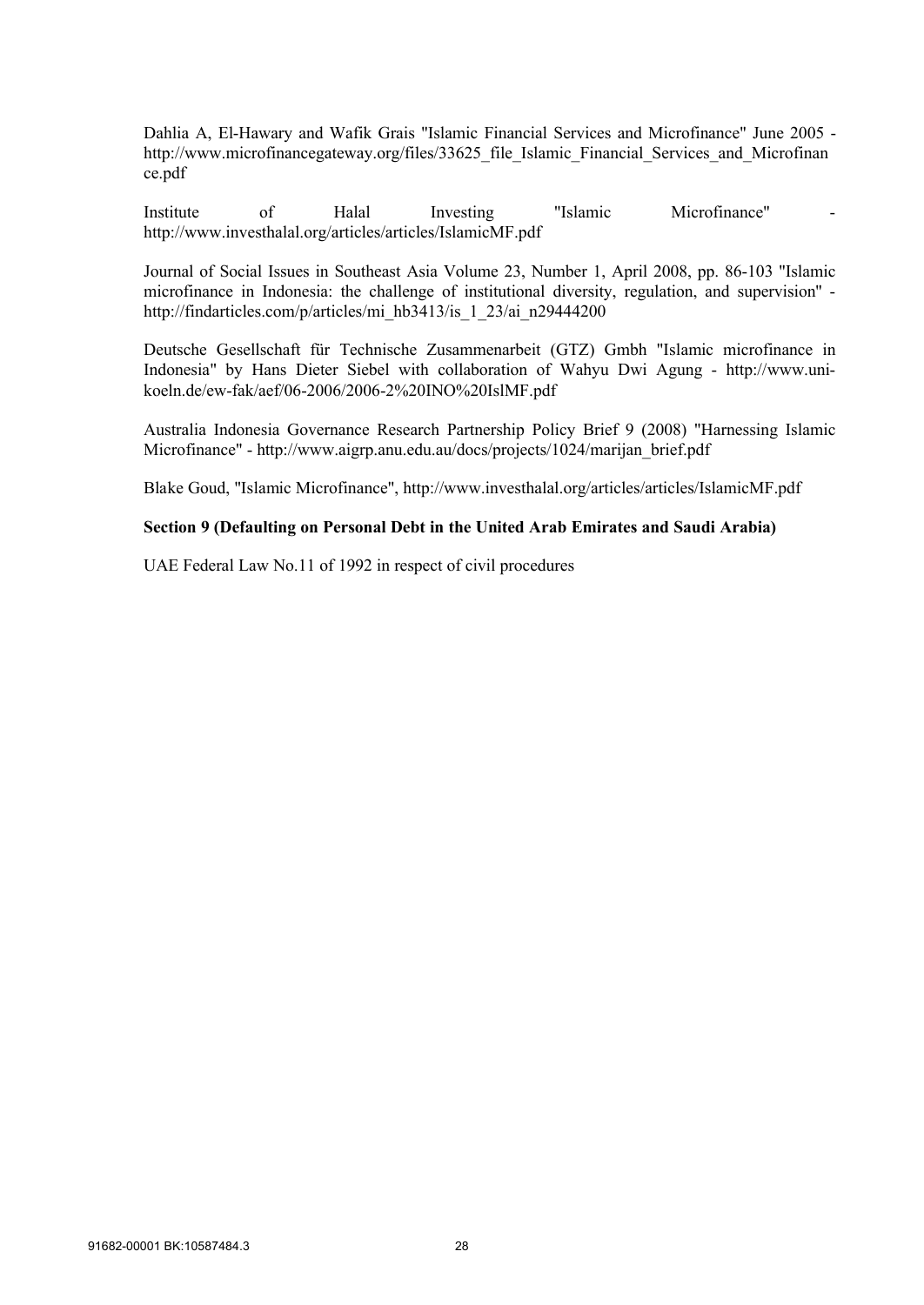Dahlia A, El-Hawary and Wafik Grais "Islamic Financial Services and Microfinance" June 2005 - http://www.microfinancegateway.org/files/33625_file_Islamic_Financial_Services_and_Microfinance.pdf

Institute of Halal Investing "Islamic Microfinance" - http://www.investhalal.org/articles/articles/IslamicMF.pdf

Journal of Social Issues in Southeast Asia Volume 23, Number 1, April 2008, pp. 86-103 "Islamic microfinance in Indonesia: the challenge of institutional diversity, regulation, and supervision" - http://findarticles.com/p/articles/mi_hb3413/is_1_23/ai_n29444200

Deutsche Gesellschaft für Technische Zusammenarbeit (GTZ) Gmbh "Islamic microfinance in Indonesia" by Hans Dieter Siebel with collaboration of Wahyu Dwi Agung - http://www.uni-koeln.de/ew-fak/aef/06-2006/2006-2%20INO%20IslMF.pdf

Australia Indonesia Governance Research Partnership Policy Brief 9 (2008) "Harnessing Islamic Microfinance" - http://www.aigrp.anu.edu.au/docs/projects/1024/marijan_brief.pdf

Blake Goud, "Islamic Microfinance", http://www.investhalal.org/articles/articles/IslamicMF.pdf

**Section 9 (Defaulting on Personal Debt in the United Arab Emirates and Saudi Arabia)**

UAE Federal Law No.11 of 1992 in respect of civil procedures